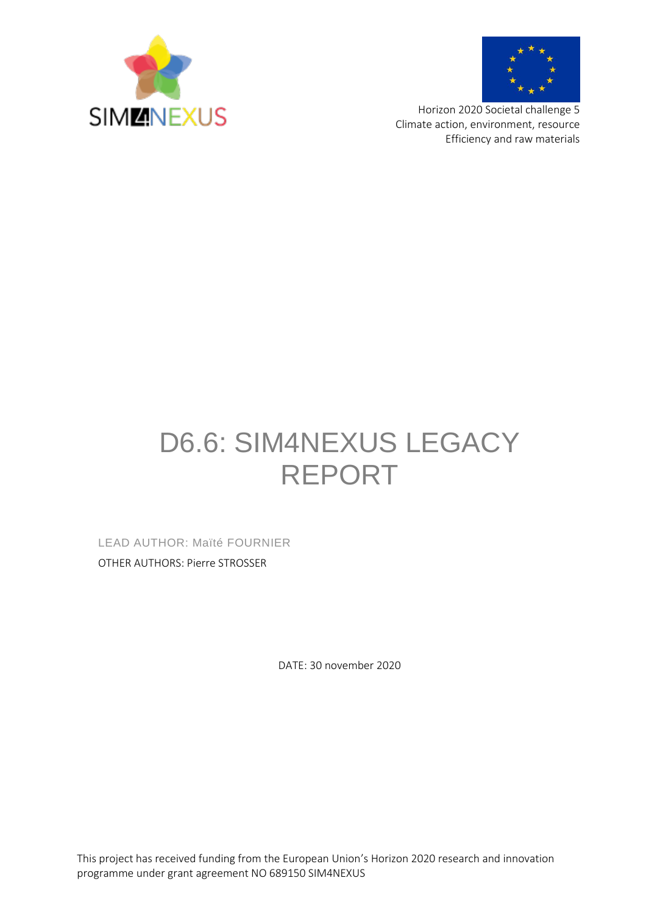Horizon 2020 Societal challenge 5
Climate action, environment, resource
Efficiency and raw materials

# D6.6: SIM4NEXUS LEGACY REPORT

LEAD AUTHOR: Maïté FOURNIER

OTHER AUTHORS: Pierre STROSSER

DATE: 30 november 2020

This project has received funding from the European Union's Horizon 2020 research and innovation programme under grant agreement NO 689150 SIM4NEXUS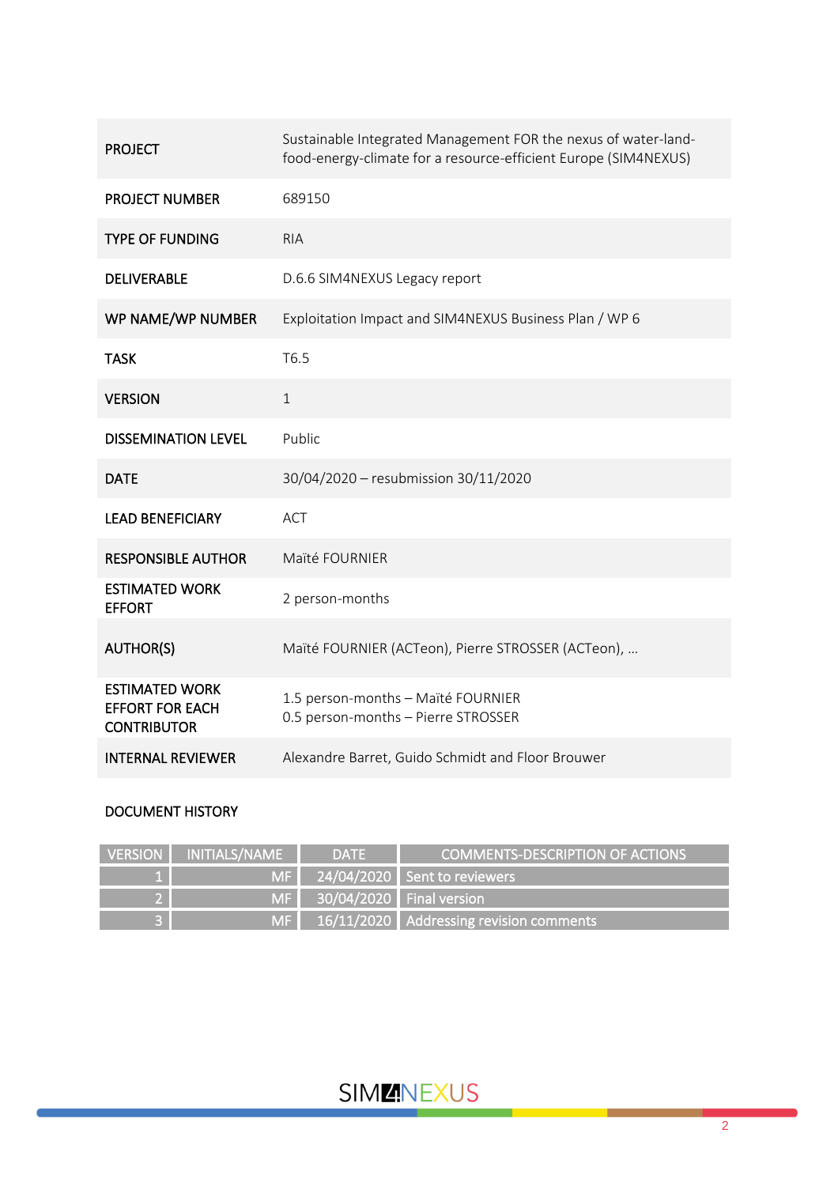| PROJECT | Sustainable Integrated Management FOR the nexus of water-land-food-energy-climate for a resource-efficient Europe (SIM4NEXUS) |
|---|---|
| PROJECT NUMBER | 689150 |
| TYPE OF FUNDING | RIA |
| DELIVERABLE | D.6.6 SIM4NEXUS Legacy report |
| WP NAME/WP NUMBER | Exploitation Impact and SIM4NEXUS Business Plan / WP 6 |
| TASK | T6.5 |
| VERSION | 1 |
| DISSEMINATION LEVEL | Public |
| DATE | 30/04/2020 – resubmission 30/11/2020 |
| LEAD BENEFICIARY | ACT |
| RESPONSIBLE AUTHOR | Maïté FOURNIER |
| ESTIMATED WORK EFFORT | 2 person-months |
| AUTHOR(S) | Maïté FOURNIER (ACTeon), Pierre STROSSER (ACTeon), … |
| ESTIMATED WORK EFFORT FOR EACH CONTRIBUTOR | 1.5 person-months – Maïté FOURNIER<br>0.5 person-months – Pierre STROSSER |
| INTERNAL REVIEWER | Alexandre Barret, Guido Schmidt and Floor Brouwer |

DOCUMENT HISTORY

| VERSION | INITIALS/NAME | DATE | COMMENTS-DESCRIPTION OF ACTIONS |
|---|---|---|---|
| 1 | MF | 24/04/2020 | Sent to reviewers |
| 2 | MF | 30/04/2020 | Final version |
| 3 | MF | 16/11/2020 | Addressing revision comments |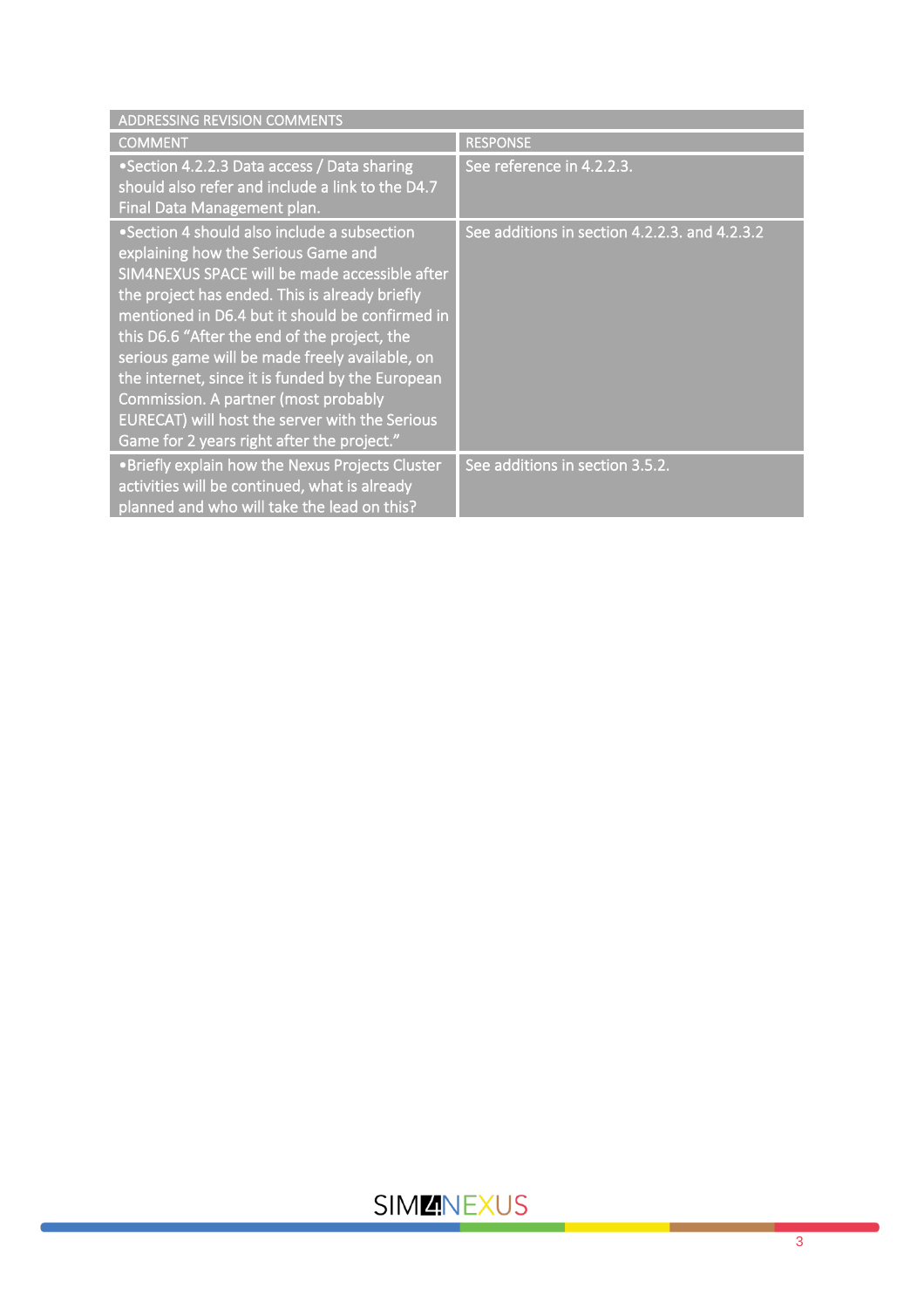| ADDRESSING REVISION COMMENTS | |
|---|---|
| COMMENT | RESPONSE |
| •Section 4.2.2.3 Data access / Data sharing should also refer and include a link to the D4.7 Final Data Management plan. | See reference in 4.2.2.3. |
| •Section 4 should also include a subsection explaining how the Serious Game and SIM4NEXUS SPACE will be made accessible after the project has ended. This is already briefly mentioned in D6.4 but it should be confirmed in this D6.6 "After the end of the project, the serious game will be made freely available, on the internet, since it is funded by the European Commission. A partner (most probably EURECAT) will host the server with the Serious Game for 2 years right after the project." | See additions in section 4.2.2.3. and 4.2.3.2 |
| •Briefly explain how the Nexus Projects Cluster activities will be continued, what is already planned and who will take the lead on this? | See additions in section 3.5.2. |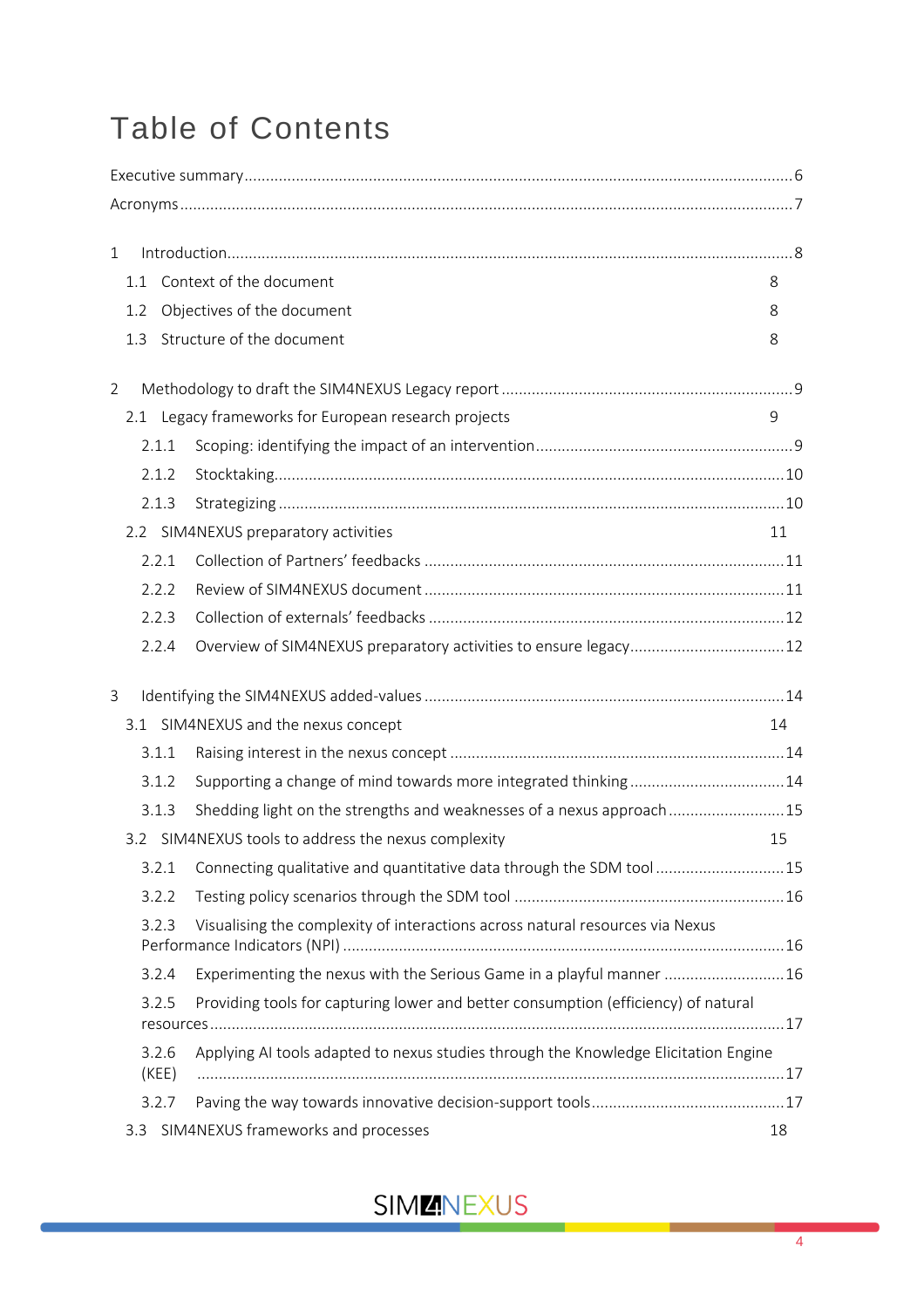# Table of Contents

Executive summary .......................................................................................................................... 6

Acronyms .......................................................................................................................................... 7

1 Introduction ................................................................................................................................. 8

- 1.1 Context of the document 8
- 1.2 Objectives of the document 8
- 1.3 Structure of the document 8

2 Methodology to draft the SIM4NEXUS Legacy report ................................................................. 9

- 2.1 Legacy frameworks for European research projects 9
  - 2.1.1 Scoping: identifying the impact of an intervention ......................................................... 9
  - 2.1.2 Stocktaking .................................................................................................................. 10
  - 2.1.3 Strategizing .................................................................................................................. 10
- 2.2 SIM4NEXUS preparatory activities 11
  - 2.2.1 Collection of Partners' feedbacks .................................................................................. 11
  - 2.2.2 Review of SIM4NEXUS document ................................................................................. 11
  - 2.2.3 Collection of externals' feedbacks ................................................................................ 12
  - 2.2.4 Overview of SIM4NEXUS preparatory activities to ensure legacy .................................. 12

3 Identifying the SIM4NEXUS added-values .................................................................................. 14

- 3.1 SIM4NEXUS and the nexus concept 14
  - 3.1.1 Raising interest in the nexus concept ............................................................................ 14
  - 3.1.2 Supporting a change of mind towards more integrated thinking .................................... 14
  - 3.1.3 Shedding light on the strengths and weaknesses of a nexus approach .......................... 15
- 3.2 SIM4NEXUS tools to address the nexus complexity 15
  - 3.2.1 Connecting qualitative and quantitative data through the SDM tool ............................. 15
  - 3.2.2 Testing policy scenarios through the SDM tool ............................................................. 16
  - 3.2.3 Visualising the complexity of interactions across natural resources via Nexus Performance Indicators (NPI) ......................................................................................................... 16
  - 3.2.4 Experimenting the nexus with the Serious Game in a playful manner ........................... 16
  - 3.2.5 Providing tools for capturing lower and better consumption (efficiency) of natural resources ...................................................................................................................................... 17
  - 3.2.6 Applying AI tools adapted to nexus studies through the Knowledge Elicitation Engine (KEE) ........................................................................................................................................... 17
  - 3.2.7 Paving the way towards innovative decision-support tools ............................................ 17
- 3.3 SIM4NEXUS frameworks and processes 18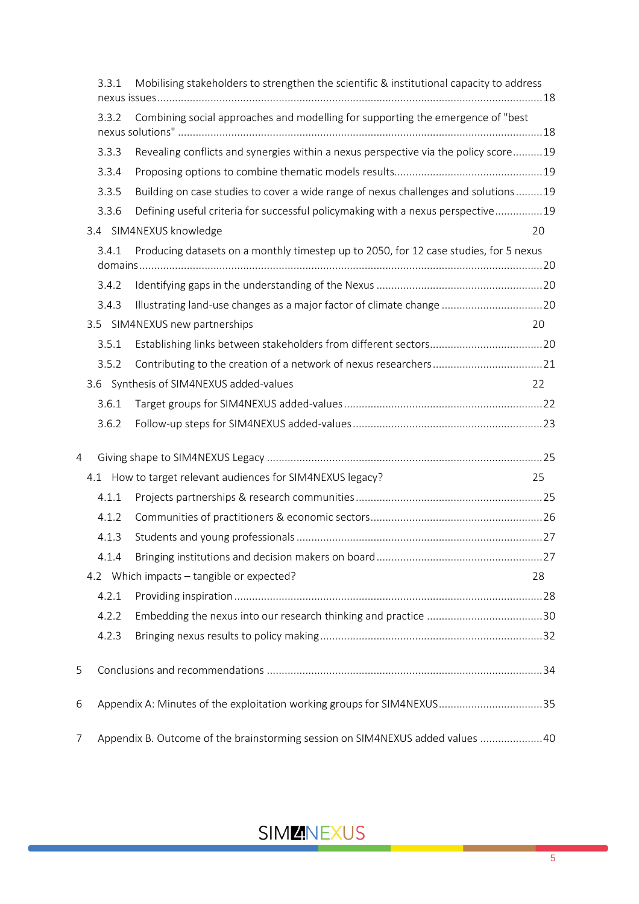3.3.1 Mobilising stakeholders to strengthen the scientific & institutional capacity to address nexus issues.......18

3.3.2 Combining social approaches and modelling for supporting the emergence of "best nexus solutions" .......18

3.3.3 Revealing conflicts and synergies within a nexus perspective via the policy score.......19

3.3.4 Proposing options to combine thematic models results.......19

3.3.5 Building on case studies to cover a wide range of nexus challenges and solutions.......19

3.3.6 Defining useful criteria for successful policymaking with a nexus perspective.......19

3.4 SIM4NEXUS knowledge 20

3.4.1 Producing datasets on a monthly timestep up to 2050, for 12 case studies, for 5 nexus domains.......20

3.4.2 Identifying gaps in the understanding of the Nexus .......20

3.4.3 Illustrating land-use changes as a major factor of climate change .......20

3.5 SIM4NEXUS new partnerships 20

3.5.1 Establishing links between stakeholders from different sectors.......20

3.5.2 Contributing to the creation of a network of nexus researchers.......21

3.6 Synthesis of SIM4NEXUS added-values 22

3.6.1 Target groups for SIM4NEXUS added-values.......22

3.6.2 Follow-up steps for SIM4NEXUS added-values.......23

4 Giving shape to SIM4NEXUS Legacy .......25

4.1 How to target relevant audiences for SIM4NEXUS legacy? 25

4.1.1 Projects partnerships & research communities.......25

4.1.2 Communities of practitioners & economic sectors.......26

4.1.3 Students and young professionals .......27

4.1.4 Bringing institutions and decision makers on board.......27

4.2 Which impacts – tangible or expected? 28

4.2.1 Providing inspiration .......28

4.2.2 Embedding the nexus into our research thinking and practice .......30

4.2.3 Bringing nexus results to policy making.......32

5 Conclusions and recommendations .......34

6 Appendix A: Minutes of the exploitation working groups for SIM4NEXUS.......35

7 Appendix B. Outcome of the brainstorming session on SIM4NEXUS added values .......40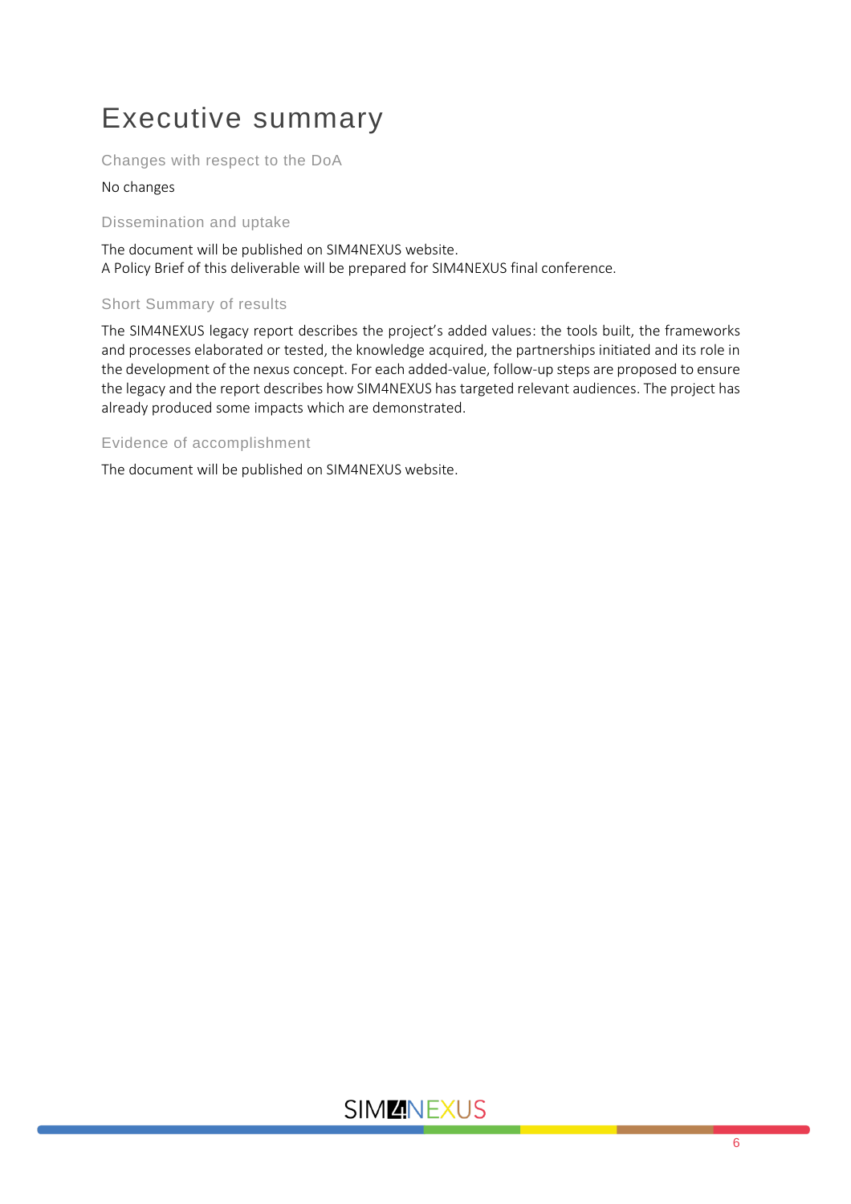# Executive summary

## Changes with respect to the DoA

No changes

## Dissemination and uptake

The document will be published on SIM4NEXUS website.
A Policy Brief of this deliverable will be prepared for SIM4NEXUS final conference.

## Short Summary of results

The SIM4NEXUS legacy report describes the project's added values: the tools built, the frameworks and processes elaborated or tested, the knowledge acquired, the partnerships initiated and its role in the development of the nexus concept. For each added-value, follow-up steps are proposed to ensure the legacy and the report describes how SIM4NEXUS has targeted relevant audiences. The project has already produced some impacts which are demonstrated.

## Evidence of accomplishment

The document will be published on SIM4NEXUS website.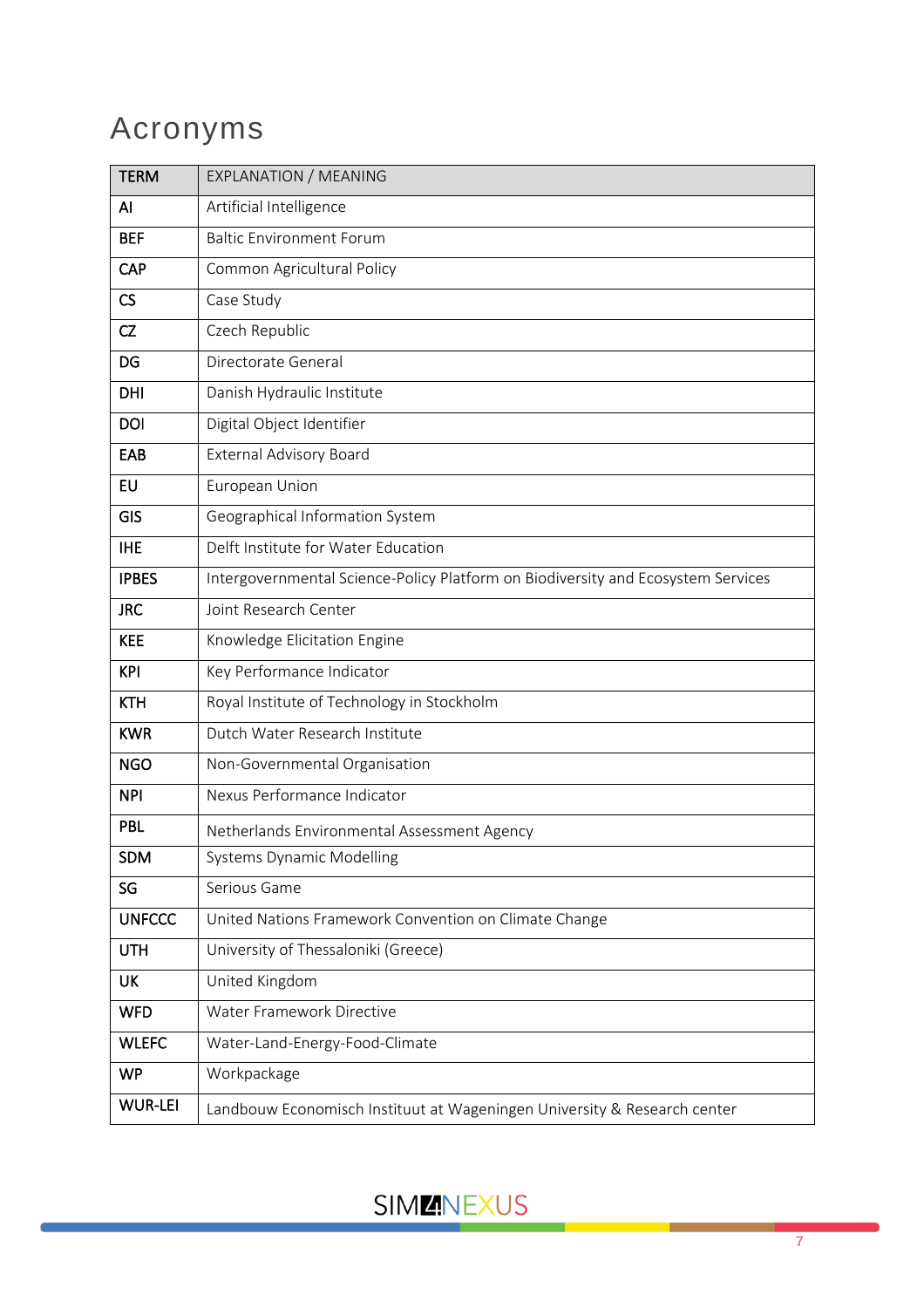# Acronyms

| TERM | EXPLANATION / MEANING |
|---|---|
| AI | Artificial Intelligence |
| BEF | Baltic Environment Forum |
| CAP | Common Agricultural Policy |
| CS | Case Study |
| CZ | Czech Republic |
| DG | Directorate General |
| DHI | Danish Hydraulic Institute |
| DOI | Digital Object Identifier |
| EAB | External Advisory Board |
| EU | European Union |
| GIS | Geographical Information System |
| IHE | Delft Institute for Water Education |
| IPBES | Intergovernmental Science-Policy Platform on Biodiversity and Ecosystem Services |
| JRC | Joint Research Center |
| KEE | Knowledge Elicitation Engine |
| KPI | Key Performance Indicator |
| KTH | Royal Institute of Technology in Stockholm |
| KWR | Dutch Water Research Institute |
| NGO | Non-Governmental Organisation |
| NPI | Nexus Performance Indicator |
| PBL | Netherlands Environmental Assessment Agency |
| SDM | Systems Dynamic Modelling |
| SG | Serious Game |
| UNFCCC | United Nations Framework Convention on Climate Change |
| UTH | University of Thessaloniki (Greece) |
| UK | United Kingdom |
| WFD | Water Framework Directive |
| WLEFC | Water-Land-Energy-Food-Climate |
| WP | Workpackage |
| WUR-LEI | Landbouw Economisch Instituut at Wageningen University & Research center |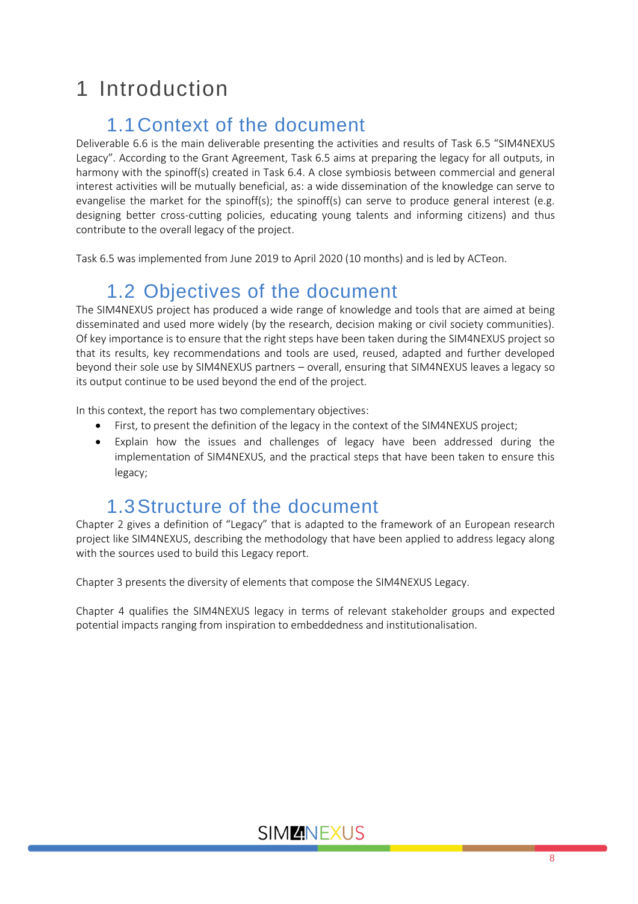# 1 Introduction

## 1.1 Context of the document

Deliverable 6.6 is the main deliverable presenting the activities and results of Task 6.5 "SIM4NEXUS Legacy". According to the Grant Agreement, Task 6.5 aims at preparing the legacy for all outputs, in harmony with the spinoff(s) created in Task 6.4. A close symbiosis between commercial and general interest activities will be mutually beneficial, as: a wide dissemination of the knowledge can serve to evangelise the market for the spinoff(s); the spinoff(s) can serve to produce general interest (e.g. designing better cross-cutting policies, educating young talents and informing citizens) and thus contribute to the overall legacy of the project.

Task 6.5 was implemented from June 2019 to April 2020 (10 months) and is led by ACTeon.

## 1.2 Objectives of the document

The SIM4NEXUS project has produced a wide range of knowledge and tools that are aimed at being disseminated and used more widely (by the research, decision making or civil society communities). Of key importance is to ensure that the right steps have been taken during the SIM4NEXUS project so that its results, key recommendations and tools are used, reused, adapted and further developed beyond their sole use by SIM4NEXUS partners – overall, ensuring that SIM4NEXUS leaves a legacy so its output continue to be used beyond the end of the project.

In this context, the report has two complementary objectives:

- First, to present the definition of the legacy in the context of the SIM4NEXUS project;
- Explain how the issues and challenges of legacy have been addressed during the implementation of SIM4NEXUS, and the practical steps that have been taken to ensure this legacy;

## 1.3 Structure of the document

Chapter 2 gives a definition of "Legacy" that is adapted to the framework of an European research project like SIM4NEXUS, describing the methodology that have been applied to address legacy along with the sources used to build this Legacy report.

Chapter 3 presents the diversity of elements that compose the SIM4NEXUS Legacy.

Chapter 4 qualifies the SIM4NEXUS legacy in terms of relevant stakeholder groups and expected potential impacts ranging from inspiration to embeddedness and institutionalisation.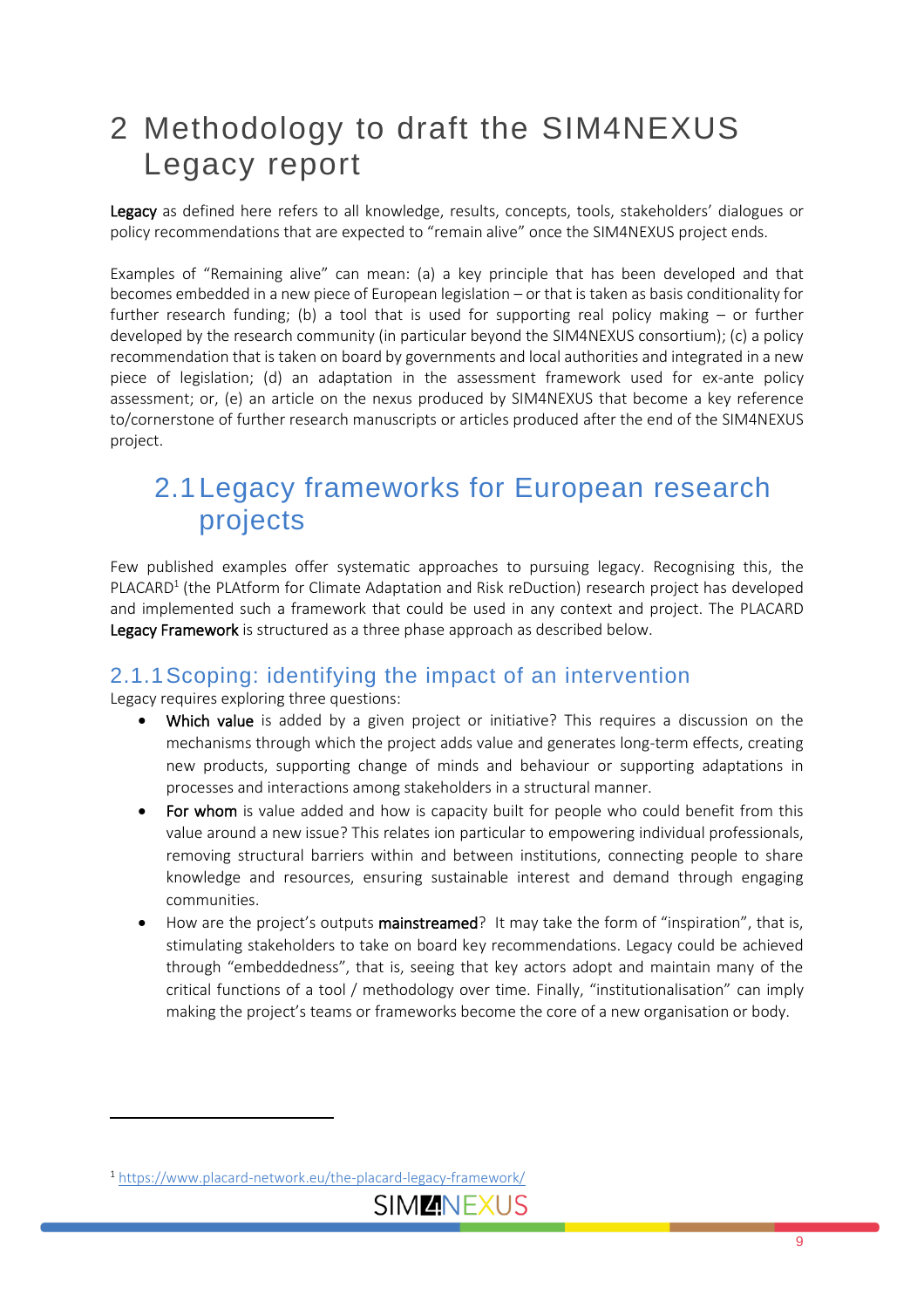# 2 Methodology to draft the SIM4NEXUS Legacy report

**Legacy** as defined here refers to all knowledge, results, concepts, tools, stakeholders' dialogues or policy recommendations that are expected to "remain alive" once the SIM4NEXUS project ends.

Examples of "Remaining alive" can mean: (a) a key principle that has been developed and that becomes embedded in a new piece of European legislation – or that is taken as basis conditionality for further research funding; (b) a tool that is used for supporting real policy making – or further developed by the research community (in particular beyond the SIM4NEXUS consortium); (c) a policy recommendation that is taken on board by governments and local authorities and integrated in a new piece of legislation; (d) an adaptation in the assessment framework used for ex-ante policy assessment; or, (e) an article on the nexus produced by SIM4NEXUS that become a key reference to/cornerstone of further research manuscripts or articles produced after the end of the SIM4NEXUS project.

## 2.1 Legacy frameworks for European research projects

Few published examples offer systematic approaches to pursuing legacy. Recognising this, the PLACARD[1] (the PLAtform for Climate Adaptation and Risk reDuction) research project has developed and implemented such a framework that could be used in any context and project. The PLACARD **Legacy Framework** is structured as a three phase approach as described below.

### 2.1.1 Scoping: identifying the impact of an intervention

Legacy requires exploring three questions:

- **Which value** is added by a given project or initiative? This requires a discussion on the mechanisms through which the project adds value and generates long-term effects, creating new products, supporting change of minds and behaviour or supporting adaptations in processes and interactions among stakeholders in a structural manner.
- **For whom** is value added and how is capacity built for people who could benefit from this value around a new issue? This relates ion particular to empowering individual professionals, removing structural barriers within and between institutions, connecting people to share knowledge and resources, ensuring sustainable interest and demand through engaging communities.
- How are the project's outputs **mainstreamed**? It may take the form of "inspiration", that is, stimulating stakeholders to take on board key recommendations. Legacy could be achieved through "embeddedness", that is, seeing that key actors adopt and maintain many of the critical functions of a tool / methodology over time. Finally, "institutionalisation" can imply making the project's teams or frameworks become the core of a new organisation or body.

[1] https://www.placard-network.eu/the-placard-legacy-framework/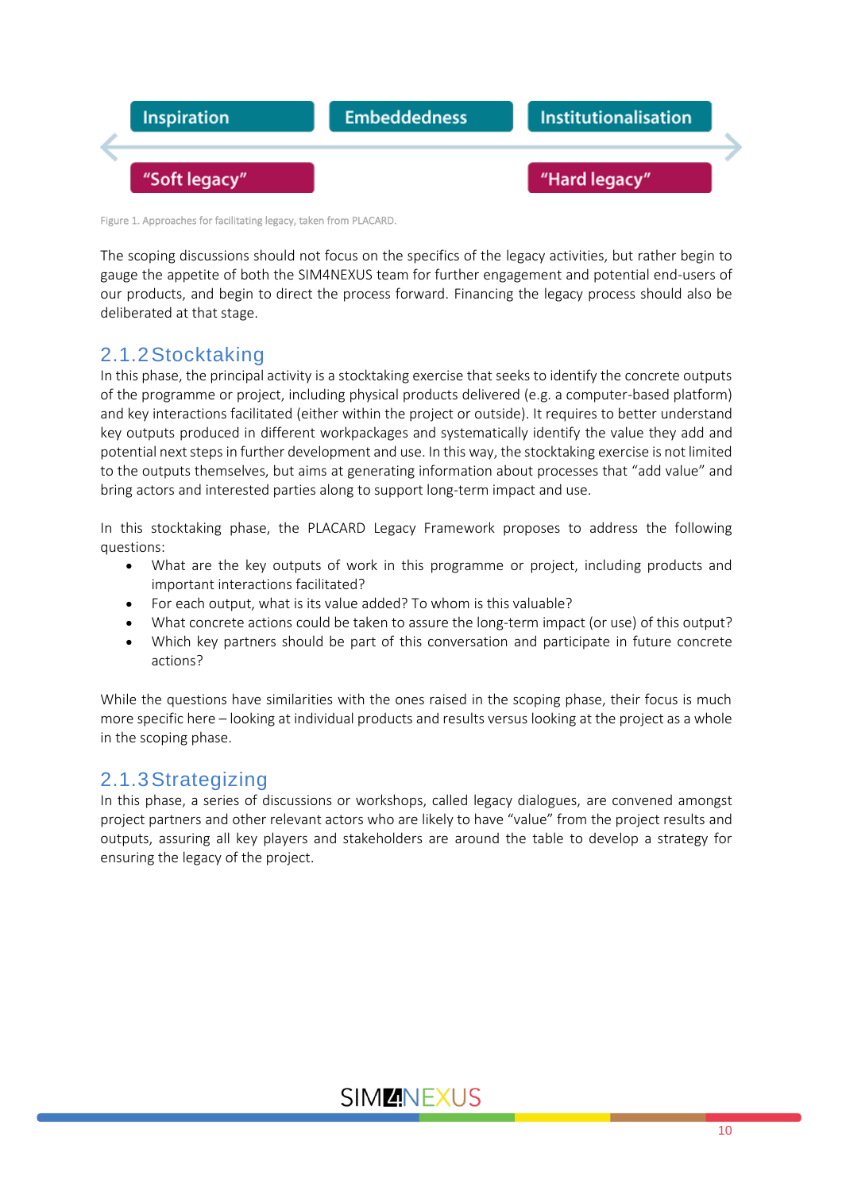Inspiration | Embeddedness | Institutionalisation

"Soft legacy" ⟷ "Hard legacy"

Figure 1. Approaches for facilitating legacy, taken from PLACARD.

The scoping discussions should not focus on the specifics of the legacy activities, but rather begin to gauge the appetite of both the SIM4NEXUS team for further engagement and potential end-users of our products, and begin to direct the process forward. Financing the legacy process should also be deliberated at that stage.

### 2.1.2 Stocktaking

In this phase, the principal activity is a stocktaking exercise that seeks to identify the concrete outputs of the programme or project, including physical products delivered (e.g. a computer-based platform) and key interactions facilitated (either within the project or outside). It requires to better understand key outputs produced in different workpackages and systematically identify the value they add and potential next steps in further development and use. In this way, the stocktaking exercise is not limited to the outputs themselves, but aims at generating information about processes that "add value" and bring actors and interested parties along to support long-term impact and use.

In this stocktaking phase, the PLACARD Legacy Framework proposes to address the following questions:

- What are the key outputs of work in this programme or project, including products and important interactions facilitated?
- For each output, what is its value added? To whom is this valuable?
- What concrete actions could be taken to assure the long-term impact (or use) of this output?
- Which key partners should be part of this conversation and participate in future concrete actions?

While the questions have similarities with the ones raised in the scoping phase, their focus is much more specific here – looking at individual products and results versus looking at the project as a whole in the scoping phase.

### 2.1.3 Strategizing

In this phase, a series of discussions or workshops, called legacy dialogues, are convened amongst project partners and other relevant actors who are likely to have "value" from the project results and outputs, assuring all key players and stakeholders are around the table to develop a strategy for ensuring the legacy of the project.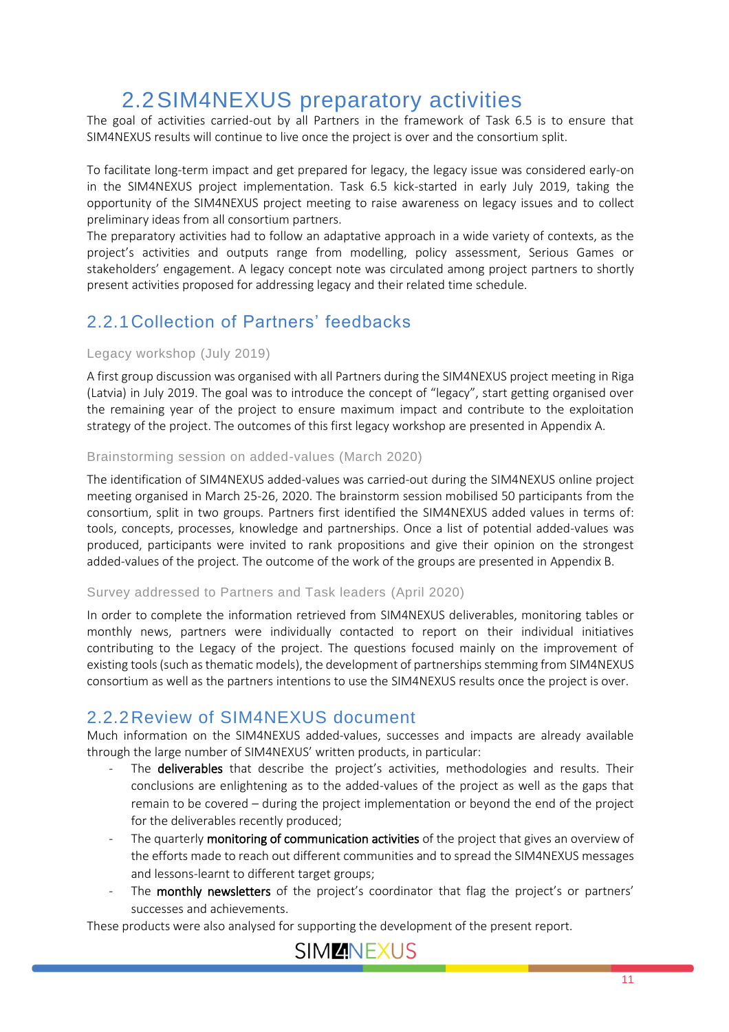## 2.2 SIM4NEXUS preparatory activities

The goal of activities carried-out by all Partners in the framework of Task 6.5 is to ensure that SIM4NEXUS results will continue to live once the project is over and the consortium split.

To facilitate long-term impact and get prepared for legacy, the legacy issue was considered early-on in the SIM4NEXUS project implementation. Task 6.5 kick-started in early July 2019, taking the opportunity of the SIM4NEXUS project meeting to raise awareness on legacy issues and to collect preliminary ideas from all consortium partners.

The preparatory activities had to follow an adaptative approach in a wide variety of contexts, as the project's activities and outputs range from modelling, policy assessment, Serious Games or stakeholders' engagement. A legacy concept note was circulated among project partners to shortly present activities proposed for addressing legacy and their related time schedule.

### 2.2.1 Collection of Partners' feedbacks

#### Legacy workshop (July 2019)

A first group discussion was organised with all Partners during the SIM4NEXUS project meeting in Riga (Latvia) in July 2019. The goal was to introduce the concept of "legacy", start getting organised over the remaining year of the project to ensure maximum impact and contribute to the exploitation strategy of the project. The outcomes of this first legacy workshop are presented in Appendix A.

#### Brainstorming session on added-values (March 2020)

The identification of SIM4NEXUS added-values was carried-out during the SIM4NEXUS online project meeting organised in March 25-26, 2020. The brainstorm session mobilised 50 participants from the consortium, split in two groups. Partners first identified the SIM4NEXUS added values in terms of: tools, concepts, processes, knowledge and partnerships. Once a list of potential added-values was produced, participants were invited to rank propositions and give their opinion on the strongest added-values of the project. The outcome of the work of the groups are presented in Appendix B.

#### Survey addressed to Partners and Task leaders (April 2020)

In order to complete the information retrieved from SIM4NEXUS deliverables, monitoring tables or monthly news, partners were individually contacted to report on their individual initiatives contributing to the Legacy of the project. The questions focused mainly on the improvement of existing tools (such as thematic models), the development of partnerships stemming from SIM4NEXUS consortium as well as the partners intentions to use the SIM4NEXUS results once the project is over.

### 2.2.2 Review of SIM4NEXUS document

Much information on the SIM4NEXUS added-values, successes and impacts are already available through the large number of SIM4NEXUS' written products, in particular:

- The **deliverables** that describe the project's activities, methodologies and results. Their conclusions are enlightening as to the added-values of the project as well as the gaps that remain to be covered – during the project implementation or beyond the end of the project for the deliverables recently produced;
- The quarterly **monitoring of communication activities** of the project that gives an overview of the efforts made to reach out different communities and to spread the SIM4NEXUS messages and lessons-learnt to different target groups;
- The **monthly newsletters** of the project's coordinator that flag the project's or partners' successes and achievements.

These products were also analysed for supporting the development of the present report.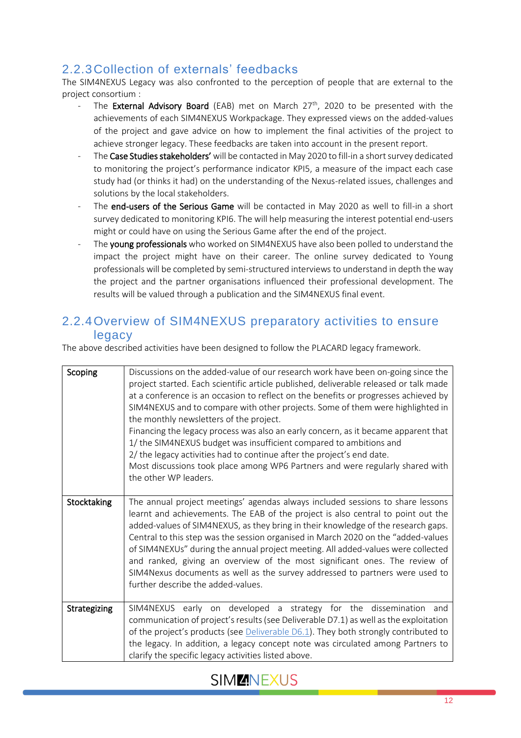### 2.2.3 Collection of externals' feedbacks

The SIM4NEXUS Legacy was also confronted to the perception of people that are external to the project consortium :

- The **External Advisory Board** (EAB) met on March 27th, 2020 to be presented with the achievements of each SIM4NEXUS Workpackage. They expressed views on the added-values of the project and gave advice on how to implement the final activities of the project to achieve stronger legacy. These feedbacks are taken into account in the present report.
- The **Case Studies stakeholders'** will be contacted in May 2020 to fill-in a short survey dedicated to monitoring the project's performance indicator KPI5, a measure of the impact each case study had (or thinks it had) on the understanding of the Nexus-related issues, challenges and solutions by the local stakeholders.
- The **end-users of the Serious Game** will be contacted in May 2020 as well to fill-in a short survey dedicated to monitoring KPI6. The will help measuring the interest potential end-users might or could have on using the Serious Game after the end of the project.
- The **young professionals** who worked on SIM4NEXUS have also been polled to understand the impact the project might have on their career. The online survey dedicated to Young professionals will be completed by semi-structured interviews to understand in depth the way the project and the partner organisations influenced their professional development. The results will be valued through a publication and the SIM4NEXUS final event.

### 2.2.4 Overview of SIM4NEXUS preparatory activities to ensure legacy

The above described activities have been designed to follow the PLACARD legacy framework.

| | |
|---|---|
| **Scoping** | Discussions on the added-value of our research work have been on-going since the project started. Each scientific article published, deliverable released or talk made at a conference is an occasion to reflect on the benefits or progresses achieved by SIM4NEXUS and to compare with other projects. Some of them were highlighted in the monthly newsletters of the project.<br>Financing the legacy process was also an early concern, as it became apparent that<br>1/ the SIM4NEXUS budget was insufficient compared to ambitions and<br>2/ the legacy activities had to continue after the project's end date.<br>Most discussions took place among WP6 Partners and were regularly shared with the other WP leaders. |
| **Stocktaking** | The annual project meetings' agendas always included sessions to share lessons learnt and achievements. The EAB of the project is also central to point out the added-values of SIM4NEXUS, as they bring in their knowledge of the research gaps. Central to this step was the session organised in March 2020 on the "added-values of SIM4NEXUs" during the annual project meeting. All added-values were collected and ranked, giving an overview of the most significant ones. The review of SIM4Nexus documents as well as the survey addressed to partners were used to further describe the added-values. |
| **Strategizing** | SIM4NEXUS early on developed a strategy for the dissemination and communication of project's results (see Deliverable D7.1) as well as the exploitation of the project's products (see Deliverable D6.1). They both strongly contributed to the legacy. In addition, a legacy concept note was circulated among Partners to clarify the specific legacy activities listed above. |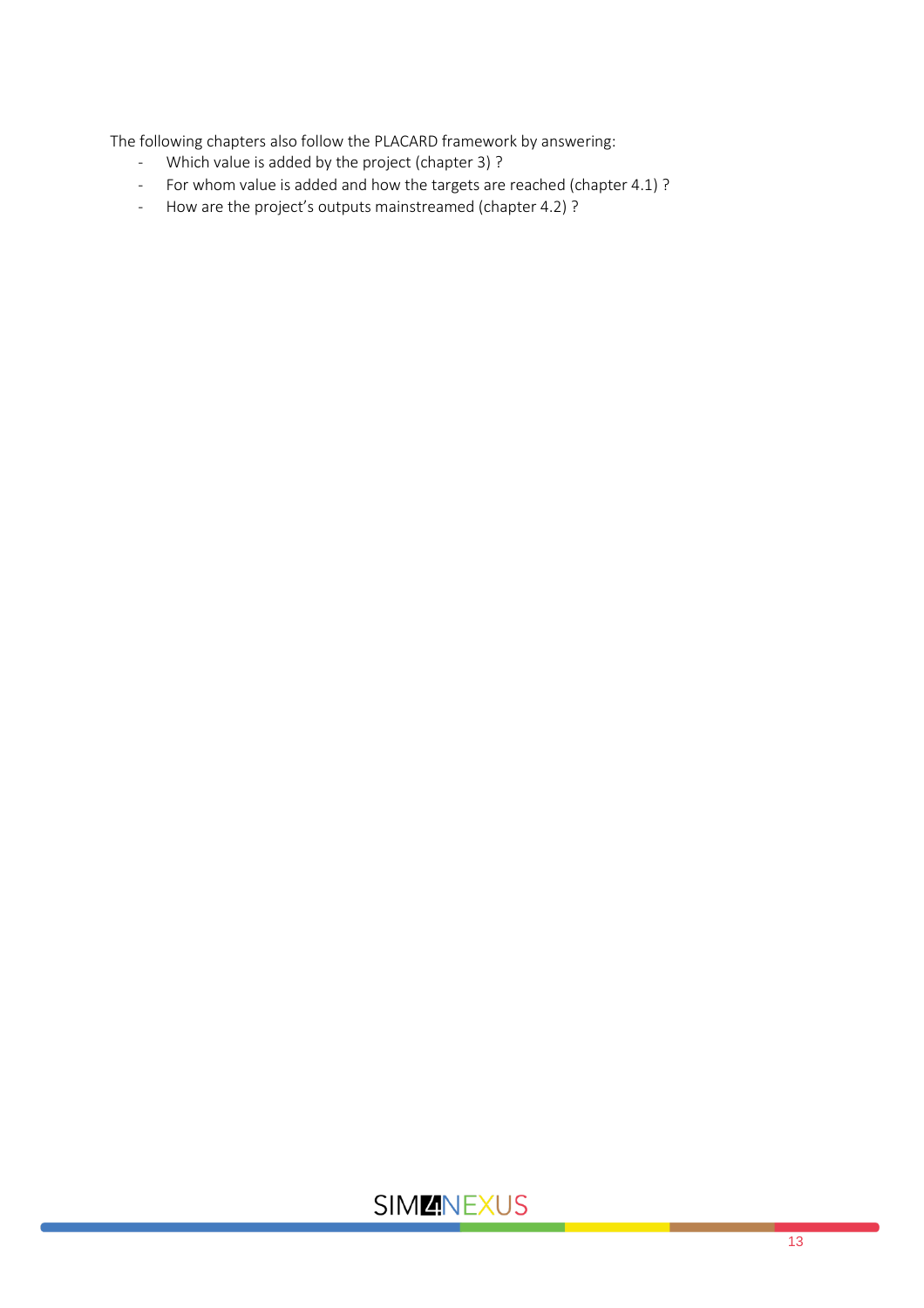The following chapters also follow the PLACARD framework by answering:

- Which value is added by the project (chapter 3) ?
- For whom value is added and how the targets are reached (chapter 4.1) ?
- How are the project's outputs mainstreamed (chapter 4.2) ?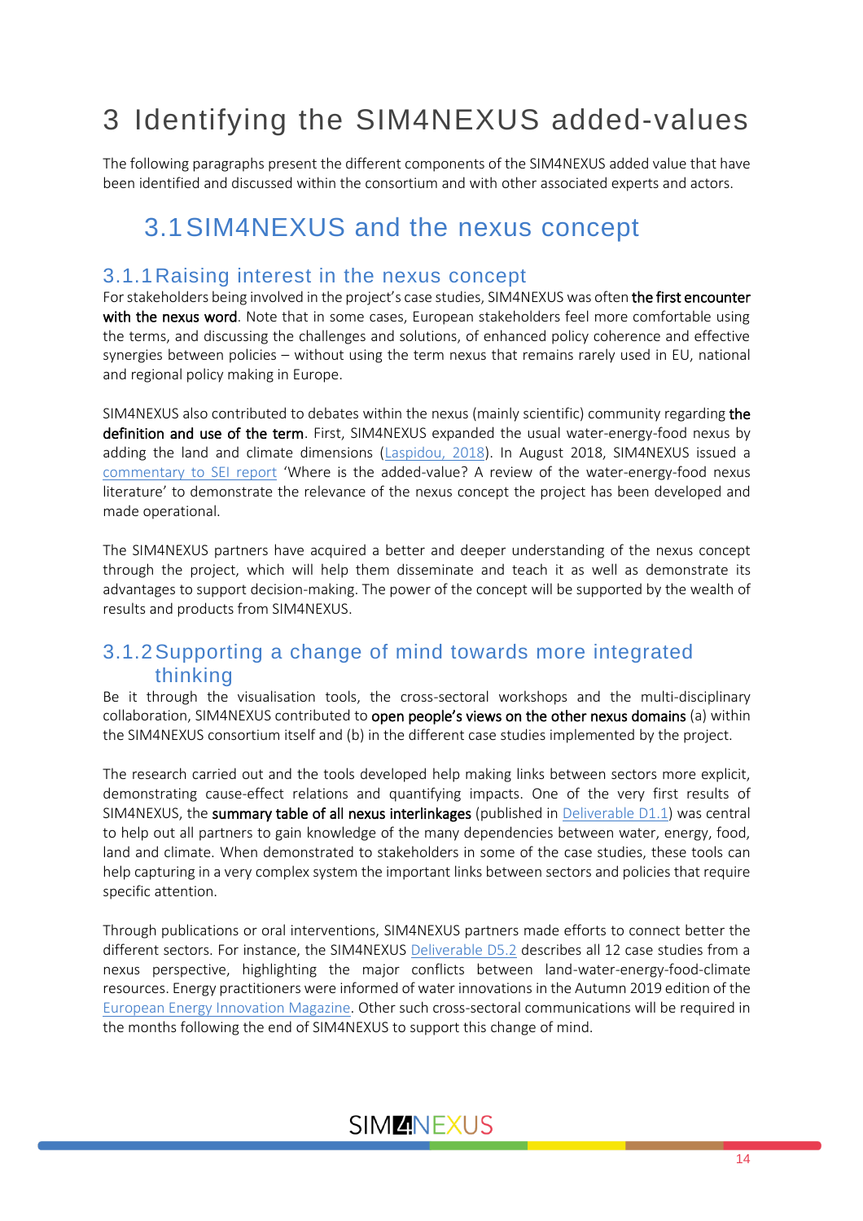# 3 Identifying the SIM4NEXUS added-values

The following paragraphs present the different components of the SIM4NEXUS added value that have been identified and discussed within the consortium and with other associated experts and actors.

## 3.1 SIM4NEXUS and the nexus concept

### 3.1.1 Raising interest in the nexus concept

For stakeholders being involved in the project's case studies, SIM4NEXUS was often **the first encounter with the nexus word**. Note that in some cases, European stakeholders feel more comfortable using the terms, and discussing the challenges and solutions, of enhanced policy coherence and effective synergies between policies – without using the term nexus that remains rarely used in EU, national and regional policy making in Europe.

SIM4NEXUS also contributed to debates within the nexus (mainly scientific) community regarding **the definition and use of the term**. First, SIM4NEXUS expanded the usual water-energy-food nexus by adding the land and climate dimensions (Laspidou, 2018). In August 2018, SIM4NEXUS issued a commentary to SEI report 'Where is the added-value? A review of the water-energy-food nexus literature' to demonstrate the relevance of the nexus concept the project has been developed and made operational.

The SIM4NEXUS partners have acquired a better and deeper understanding of the nexus concept through the project, which will help them disseminate and teach it as well as demonstrate its advantages to support decision-making. The power of the concept will be supported by the wealth of results and products from SIM4NEXUS.

### 3.1.2 Supporting a change of mind towards more integrated thinking

Be it through the visualisation tools, the cross-sectoral workshops and the multi-disciplinary collaboration, SIM4NEXUS contributed to **open people's views on the other nexus domains** (a) within the SIM4NEXUS consortium itself and (b) in the different case studies implemented by the project.

The research carried out and the tools developed help making links between sectors more explicit, demonstrating cause-effect relations and quantifying impacts. One of the very first results of SIM4NEXUS, the **summary table of all nexus interlinkages** (published in Deliverable D1.1) was central to help out all partners to gain knowledge of the many dependencies between water, energy, food, land and climate. When demonstrated to stakeholders in some of the case studies, these tools can help capturing in a very complex system the important links between sectors and policies that require specific attention.

Through publications or oral interventions, SIM4NEXUS partners made efforts to connect better the different sectors. For instance, the SIM4NEXUS Deliverable D5.2 describes all 12 case studies from a nexus perspective, highlighting the major conflicts between land-water-energy-food-climate resources. Energy practitioners were informed of water innovations in the Autumn 2019 edition of the European Energy Innovation Magazine. Other such cross-sectoral communications will be required in the months following the end of SIM4NEXUS to support this change of mind.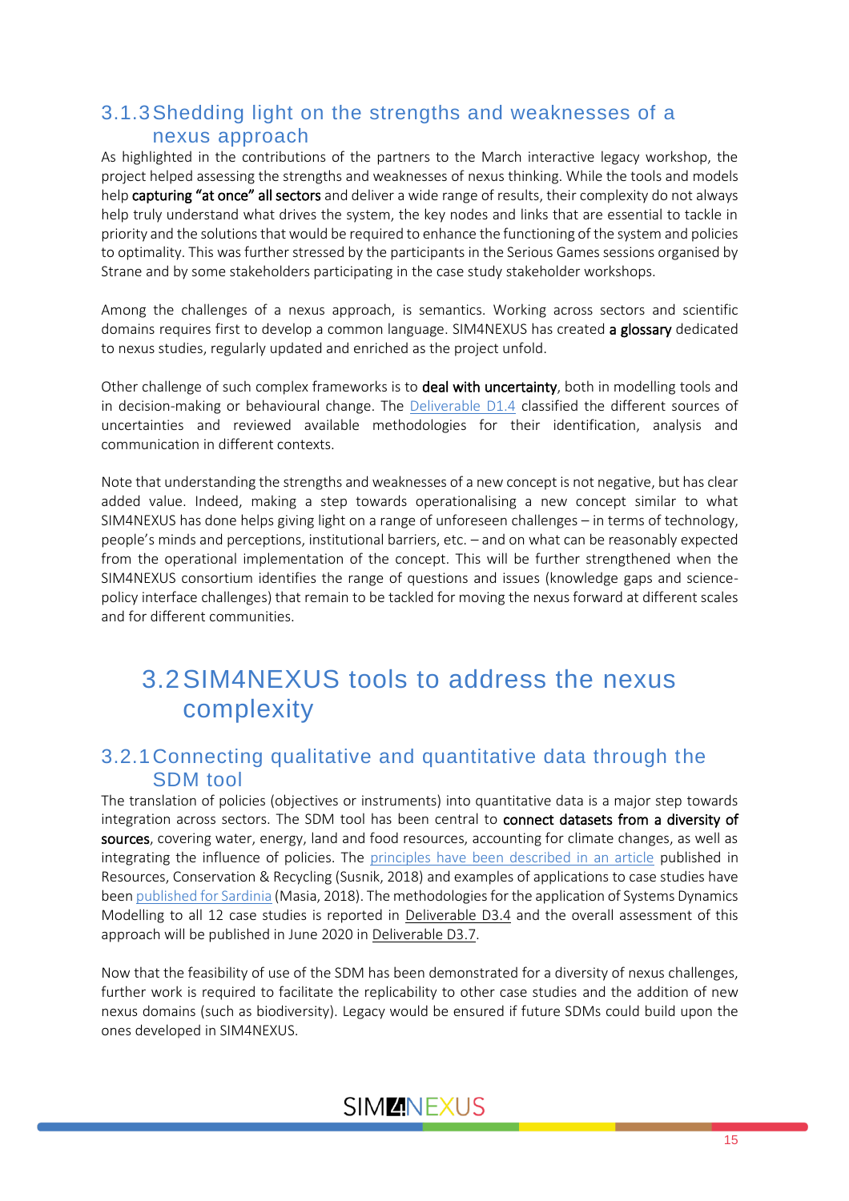### 3.1.3 Shedding light on the strengths and weaknesses of a nexus approach

As highlighted in the contributions of the partners to the March interactive legacy workshop, the project helped assessing the strengths and weaknesses of nexus thinking. While the tools and models help **capturing "at once" all sectors** and deliver a wide range of results, their complexity do not always help truly understand what drives the system, the key nodes and links that are essential to tackle in priority and the solutions that would be required to enhance the functioning of the system and policies to optimality. This was further stressed by the participants in the Serious Games sessions organised by Strane and by some stakeholders participating in the case study stakeholder workshops.

Among the challenges of a nexus approach, is semantics. Working across sectors and scientific domains requires first to develop a common language. SIM4NEXUS has created **a glossary** dedicated to nexus studies, regularly updated and enriched as the project unfold.

Other challenge of such complex frameworks is to **deal with uncertainty**, both in modelling tools and in decision-making or behavioural change. The Deliverable D1.4 classified the different sources of uncertainties and reviewed available methodologies for their identification, analysis and communication in different contexts.

Note that understanding the strengths and weaknesses of a new concept is not negative, but has clear added value. Indeed, making a step towards operationalising a new concept similar to what SIM4NEXUS has done helps giving light on a range of unforeseen challenges – in terms of technology, people's minds and perceptions, institutional barriers, etc. – and on what can be reasonably expected from the operational implementation of the concept. This will be further strengthened when the SIM4NEXUS consortium identifies the range of questions and issues (knowledge gaps and science-policy interface challenges) that remain to be tackled for moving the nexus forward at different scales and for different communities.

## 3.2 SIM4NEXUS tools to address the nexus complexity

### 3.2.1 Connecting qualitative and quantitative data through the SDM tool

The translation of policies (objectives or instruments) into quantitative data is a major step towards integration across sectors. The SDM tool has been central to **connect datasets from a diversity of sources**, covering water, energy, land and food resources, accounting for climate changes, as well as integrating the influence of policies. The principles have been described in an article published in Resources, Conservation & Recycling (Susnik, 2018) and examples of applications to case studies have been published for Sardinia (Masia, 2018). The methodologies for the application of Systems Dynamics Modelling to all 12 case studies is reported in Deliverable D3.4 and the overall assessment of this approach will be published in June 2020 in Deliverable D3.7.

Now that the feasibility of use of the SDM has been demonstrated for a diversity of nexus challenges, further work is required to facilitate the replicability to other case studies and the addition of new nexus domains (such as biodiversity). Legacy would be ensured if future SDMs could build upon the ones developed in SIM4NEXUS.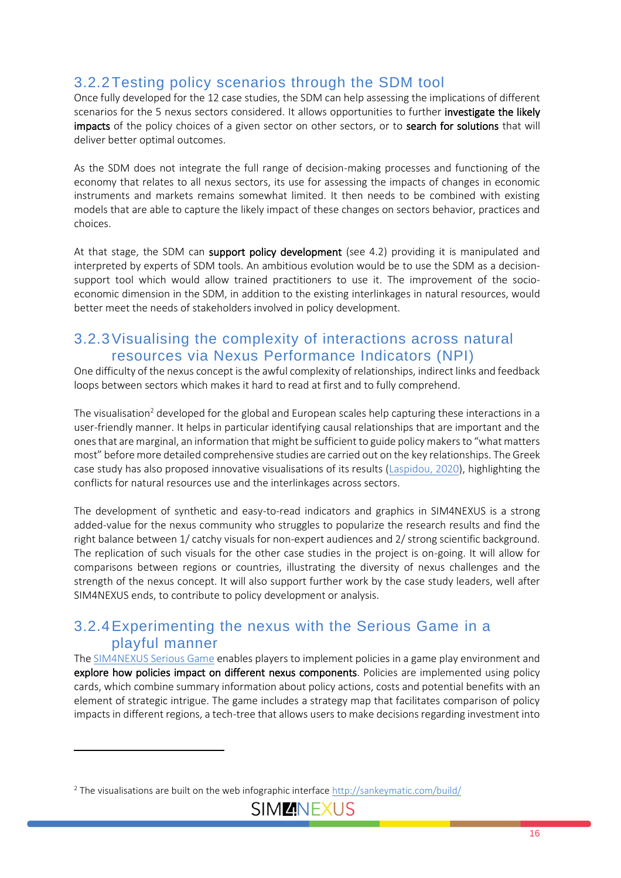### 3.2.2 Testing policy scenarios through the SDM tool

Once fully developed for the 12 case studies, the SDM can help assessing the implications of different scenarios for the 5 nexus sectors considered. It allows opportunities to further **investigate the likely impacts** of the policy choices of a given sector on other sectors, or to **search for solutions** that will deliver better optimal outcomes.

As the SDM does not integrate the full range of decision-making processes and functioning of the economy that relates to all nexus sectors, its use for assessing the impacts of changes in economic instruments and markets remains somewhat limited. It then needs to be combined with existing models that are able to capture the likely impact of these changes on sectors behavior, practices and choices.

At that stage, the SDM can **support policy development** (see 4.2) providing it is manipulated and interpreted by experts of SDM tools. An ambitious evolution would be to use the SDM as a decision-support tool which would allow trained practitioners to use it. The improvement of the socio-economic dimension in the SDM, in addition to the existing interlinkages in natural resources, would better meet the needs of stakeholders involved in policy development.

### 3.2.3 Visualising the complexity of interactions across natural resources via Nexus Performance Indicators (NPI)

One difficulty of the nexus concept is the awful complexity of relationships, indirect links and feedback loops between sectors which makes it hard to read at first and to fully comprehend.

The visualisation[2] developed for the global and European scales help capturing these interactions in a user-friendly manner. It helps in particular identifying causal relationships that are important and the ones that are marginal, an information that might be sufficient to guide policy makers to "what matters most" before more detailed comprehensive studies are carried out on the key relationships. The Greek case study has also proposed innovative visualisations of its results (Laspidou, 2020), highlighting the conflicts for natural resources use and the interlinkages across sectors.

The development of synthetic and easy-to-read indicators and graphics in SIM4NEXUS is a strong added-value for the nexus community who struggles to popularize the research results and find the right balance between 1/ catchy visuals for non-expert audiences and 2/ strong scientific background. The replication of such visuals for the other case studies in the project is on-going. It will allow for comparisons between regions or countries, illustrating the diversity of nexus challenges and the strength of the nexus concept. It will also support further work by the case study leaders, well after SIM4NEXUS ends, to contribute to policy development or analysis.

### 3.2.4 Experimenting the nexus with the Serious Game in a playful manner

The SIM4NEXUS Serious Game enables players to implement policies in a game play environment and **explore how policies impact on different nexus components**. Policies are implemented using policy cards, which combine summary information about policy actions, costs and potential benefits with an element of strategic intrigue. The game includes a strategy map that facilitates comparison of policy impacts in different regions, a tech-tree that allows users to make decisions regarding investment into

---

[2] The visualisations are built on the web infographic interface http://sankeymatic.com/build/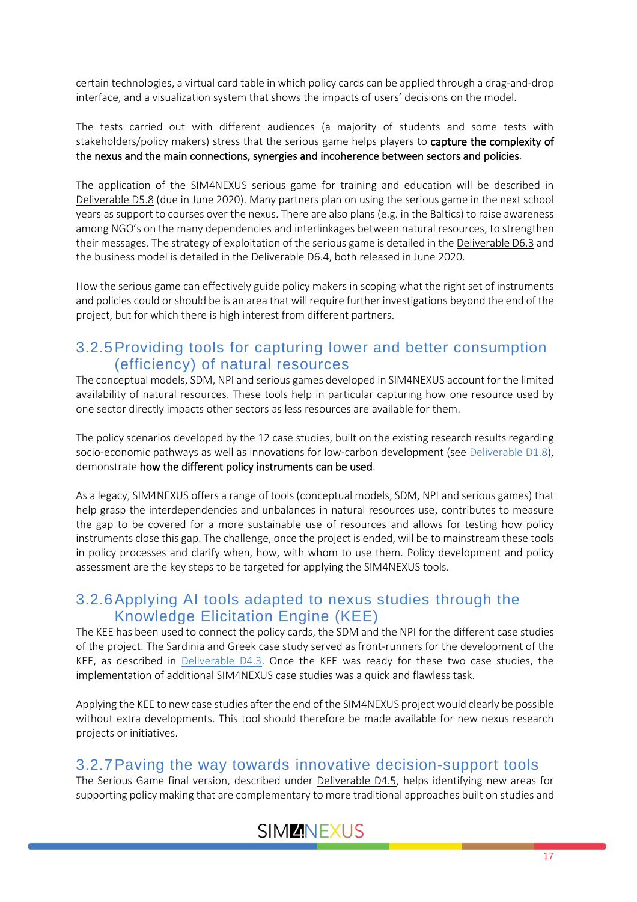certain technologies, a virtual card table in which policy cards can be applied through a drag-and-drop interface, and a visualization system that shows the impacts of users' decisions on the model.

The tests carried out with different audiences (a majority of students and some tests with stakeholders/policy makers) stress that the serious game helps players to **capture the complexity of the nexus and the main connections, synergies and incoherence between sectors and policies**.

The application of the SIM4NEXUS serious game for training and education will be described in Deliverable D5.8 (due in June 2020). Many partners plan on using the serious game in the next school years as support to courses over the nexus. There are also plans (e.g. in the Baltics) to raise awareness among NGO's on the many dependencies and interlinkages between natural resources, to strengthen their messages. The strategy of exploitation of the serious game is detailed in the Deliverable D6.3 and the business model is detailed in the Deliverable D6.4, both released in June 2020.

How the serious game can effectively guide policy makers in scoping what the right set of instruments and policies could or should be is an area that will require further investigations beyond the end of the project, but for which there is high interest from different partners.

### 3.2.5 Providing tools for capturing lower and better consumption (efficiency) of natural resources

The conceptual models, SDM, NPI and serious games developed in SIM4NEXUS account for the limited availability of natural resources. These tools help in particular capturing how one resource used by one sector directly impacts other sectors as less resources are available for them.

The policy scenarios developed by the 12 case studies, built on the existing research results regarding socio-economic pathways as well as innovations for low-carbon development (see Deliverable D1.8), demonstrate **how the different policy instruments can be used**.

As a legacy, SIM4NEXUS offers a range of tools (conceptual models, SDM, NPI and serious games) that help grasp the interdependencies and unbalances in natural resources use, contributes to measure the gap to be covered for a more sustainable use of resources and allows for testing how policy instruments close this gap. The challenge, once the project is ended, will be to mainstream these tools in policy processes and clarify when, how, with whom to use them. Policy development and policy assessment are the key steps to be targeted for applying the SIM4NEXUS tools.

### 3.2.6 Applying AI tools adapted to nexus studies through the Knowledge Elicitation Engine (KEE)

The KEE has been used to connect the policy cards, the SDM and the NPI for the different case studies of the project. The Sardinia and Greek case study served as front-runners for the development of the KEE, as described in Deliverable D4.3. Once the KEE was ready for these two case studies, the implementation of additional SIM4NEXUS case studies was a quick and flawless task.

Applying the KEE to new case studies after the end of the SIM4NEXUS project would clearly be possible without extra developments. This tool should therefore be made available for new nexus research projects or initiatives.

### 3.2.7 Paving the way towards innovative decision-support tools

The Serious Game final version, described under Deliverable D4.5, helps identifying new areas for supporting policy making that are complementary to more traditional approaches built on studies and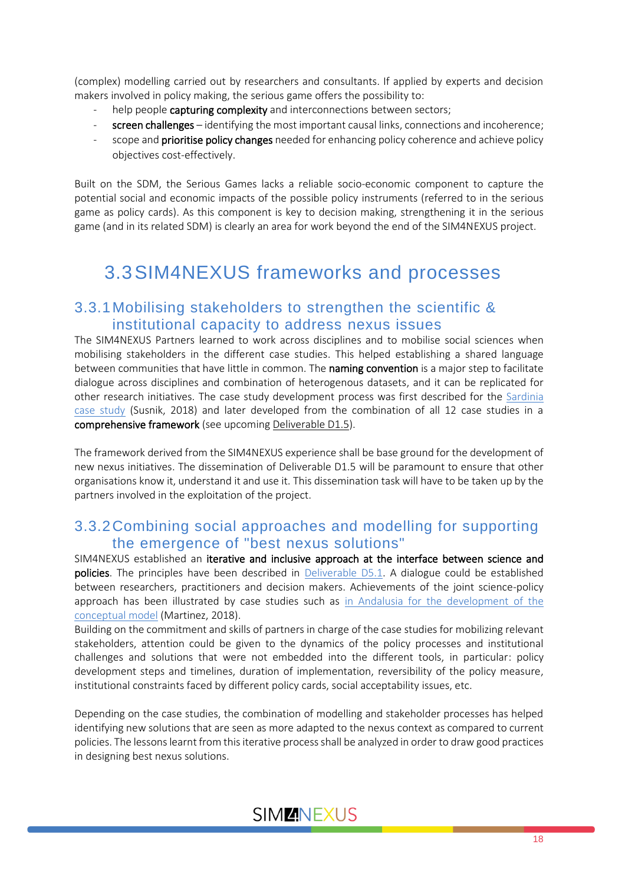(complex) modelling carried out by researchers and consultants. If applied by experts and decision makers involved in policy making, the serious game offers the possibility to:

- help people **capturing complexity** and interconnections between sectors;
- **screen challenges** – identifying the most important causal links, connections and incoherence;
- scope and **prioritise policy changes** needed for enhancing policy coherence and achieve policy objectives cost-effectively.

Built on the SDM, the Serious Games lacks a reliable socio-economic component to capture the potential social and economic impacts of the possible policy instruments (referred to in the serious game as policy cards). As this component is key to decision making, strengthening it in the serious game (and in its related SDM) is clearly an area for work beyond the end of the SIM4NEXUS project.

## 3.3 SIM4NEXUS frameworks and processes

### 3.3.1 Mobilising stakeholders to strengthen the scientific & institutional capacity to address nexus issues

The SIM4NEXUS Partners learned to work across disciplines and to mobilise social sciences when mobilising stakeholders in the different case studies. This helped establishing a shared language between communities that have little in common. The **naming convention** is a major step to facilitate dialogue across disciplines and combination of heterogenous datasets, and it can be replicated for other research initiatives. The case study development process was first described for the Sardinia case study (Susnik, 2018) and later developed from the combination of all 12 case studies in a **comprehensive framework** (see upcoming Deliverable D1.5).

The framework derived from the SIM4NEXUS experience shall be base ground for the development of new nexus initiatives. The dissemination of Deliverable D1.5 will be paramount to ensure that other organisations know it, understand it and use it. This dissemination task will have to be taken up by the partners involved in the exploitation of the project.

### 3.3.2 Combining social approaches and modelling for supporting the emergence of "best nexus solutions"

SIM4NEXUS established an **iterative and inclusive approach at the interface between science and policies**. The principles have been described in Deliverable D5.1. A dialogue could be established between researchers, practitioners and decision makers. Achievements of the joint science-policy approach has been illustrated by case studies such as in Andalusia for the development of the conceptual model (Martinez, 2018).

Building on the commitment and skills of partners in charge of the case studies for mobilizing relevant stakeholders, attention could be given to the dynamics of the policy processes and institutional challenges and solutions that were not embedded into the different tools, in particular: policy development steps and timelines, duration of implementation, reversibility of the policy measure, institutional constraints faced by different policy cards, social acceptability issues, etc.

Depending on the case studies, the combination of modelling and stakeholder processes has helped identifying new solutions that are seen as more adapted to the nexus context as compared to current policies. The lessons learnt from this iterative process shall be analyzed in order to draw good practices in designing best nexus solutions.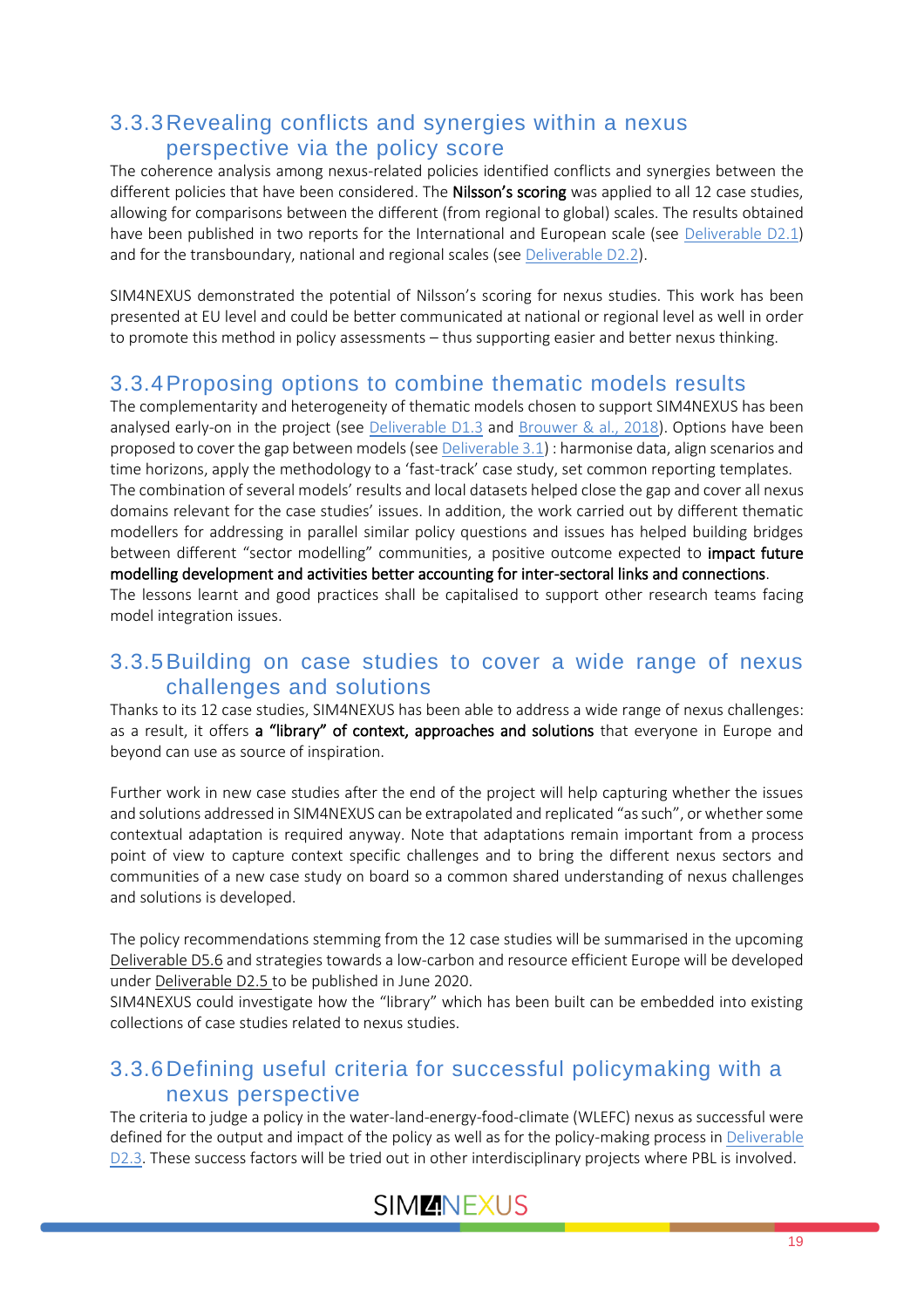### 3.3.3 Revealing conflicts and synergies within a nexus perspective via the policy score

The coherence analysis among nexus-related policies identified conflicts and synergies between the different policies that have been considered. The **Nilsson's scoring** was applied to all 12 case studies, allowing for comparisons between the different (from regional to global) scales. The results obtained have been published in two reports for the International and European scale (see Deliverable D2.1) and for the transboundary, national and regional scales (see Deliverable D2.2).

SIM4NEXUS demonstrated the potential of Nilsson's scoring for nexus studies. This work has been presented at EU level and could be better communicated at national or regional level as well in order to promote this method in policy assessments – thus supporting easier and better nexus thinking.

### 3.3.4 Proposing options to combine thematic models results

The complementarity and heterogeneity of thematic models chosen to support SIM4NEXUS has been analysed early-on in the project (see Deliverable D1.3 and Brouwer & al., 2018). Options have been proposed to cover the gap between models (see Deliverable 3.1) : harmonise data, align scenarios and time horizons, apply the methodology to a 'fast-track' case study, set common reporting templates.
The combination of several models' results and local datasets helped close the gap and cover all nexus domains relevant for the case studies' issues. In addition, the work carried out by different thematic modellers for addressing in parallel similar policy questions and issues has helped building bridges between different "sector modelling" communities, a positive outcome expected to **impact future modelling development and activities better accounting for inter-sectoral links and connections**.
The lessons learnt and good practices shall be capitalised to support other research teams facing model integration issues.

### 3.3.5 Building on case studies to cover a wide range of nexus challenges and solutions

Thanks to its 12 case studies, SIM4NEXUS has been able to address a wide range of nexus challenges: as a result, it offers **a "library" of context, approaches and solutions** that everyone in Europe and beyond can use as source of inspiration.

Further work in new case studies after the end of the project will help capturing whether the issues and solutions addressed in SIM4NEXUS can be extrapolated and replicated "as such", or whether some contextual adaptation is required anyway. Note that adaptations remain important from a process point of view to capture context specific challenges and to bring the different nexus sectors and communities of a new case study on board so a common shared understanding of nexus challenges and solutions is developed.

The policy recommendations stemming from the 12 case studies will be summarised in the upcoming Deliverable D5.6 and strategies towards a low-carbon and resource efficient Europe will be developed under Deliverable D2.5 to be published in June 2020.
SIM4NEXUS could investigate how the "library" which has been built can be embedded into existing collections of case studies related to nexus studies.

### 3.3.6 Defining useful criteria for successful policymaking with a nexus perspective

The criteria to judge a policy in the water-land-energy-food-climate (WLEFC) nexus as successful were defined for the output and impact of the policy as well as for the policy-making process in Deliverable D2.3. These success factors will be tried out in other interdisciplinary projects where PBL is involved.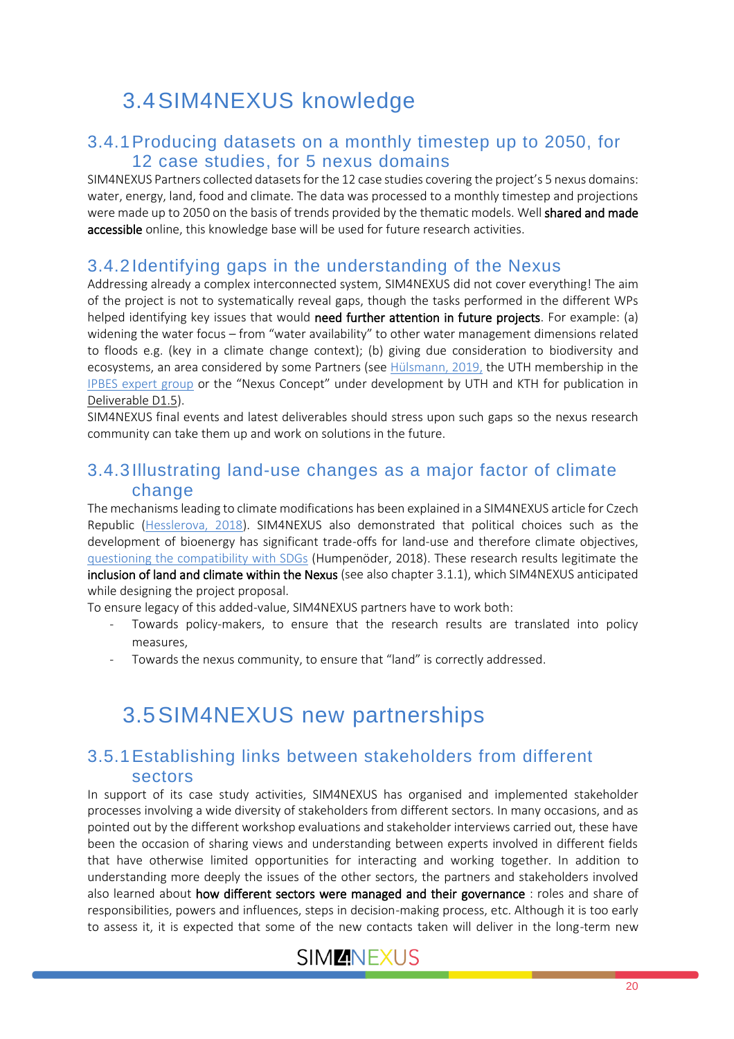## 3.4 SIM4NEXUS knowledge

### 3.4.1 Producing datasets on a monthly timestep up to 2050, for 12 case studies, for 5 nexus domains

SIM4NEXUS Partners collected datasets for the 12 case studies covering the project's 5 nexus domains: water, energy, land, food and climate. The data was processed to a monthly timestep and projections were made up to 2050 on the basis of trends provided by the thematic models. Well **shared and made accessible** online, this knowledge base will be used for future research activities.

### 3.4.2 Identifying gaps in the understanding of the Nexus

Addressing already a complex interconnected system, SIM4NEXUS did not cover everything! The aim of the project is not to systematically reveal gaps, though the tasks performed in the different WPs helped identifying key issues that would **need further attention in future projects**. For example: (a) widening the water focus – from "water availability" to other water management dimensions related to floods e.g. (key in a climate change context); (b) giving due consideration to biodiversity and ecosystems, an area considered by some Partners (see Hülsmann, 2019, the UTH membership in the IPBES expert group or the "Nexus Concept" under development by UTH and KTH for publication in Deliverable D1.5).

SIM4NEXUS final events and latest deliverables should stress upon such gaps so the nexus research community can take them up and work on solutions in the future.

### 3.4.3 Illustrating land-use changes as a major factor of climate change

The mechanisms leading to climate modifications has been explained in a SIM4NEXUS article for Czech Republic (Hesslerova, 2018). SIM4NEXUS also demonstrated that political choices such as the development of bioenergy has significant trade-offs for land-use and therefore climate objectives, questioning the compatibility with SDGs (Humpenöder, 2018). These research results legitimate the **inclusion of land and climate within the Nexus** (see also chapter 3.1.1), which SIM4NEXUS anticipated while designing the project proposal.

To ensure legacy of this added-value, SIM4NEXUS partners have to work both:

- Towards policy-makers, to ensure that the research results are translated into policy measures,
- Towards the nexus community, to ensure that "land" is correctly addressed.

## 3.5 SIM4NEXUS new partnerships

### 3.5.1 Establishing links between stakeholders from different sectors

In support of its case study activities, SIM4NEXUS has organised and implemented stakeholder processes involving a wide diversity of stakeholders from different sectors. In many occasions, and as pointed out by the different workshop evaluations and stakeholder interviews carried out, these have been the occasion of sharing views and understanding between experts involved in different fields that have otherwise limited opportunities for interacting and working together. In addition to understanding more deeply the issues of the other sectors, the partners and stakeholders involved also learned about **how different sectors were managed and their governance** : roles and share of responsibilities, powers and influences, steps in decision-making process, etc. Although it is too early to assess it, it is expected that some of the new contacts taken will deliver in the long-term new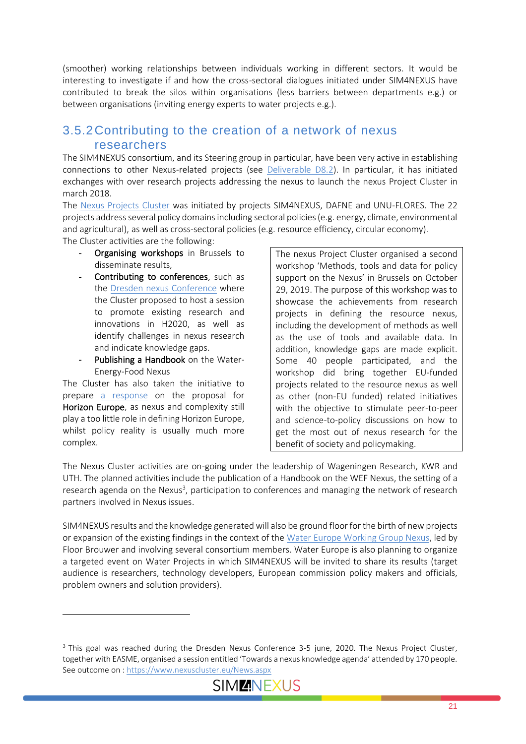(smoother) working relationships between individuals working in different sectors. It would be interesting to investigate if and how the cross-sectoral dialogues initiated under SIM4NEXUS have contributed to break the silos within organisations (less barriers between departments e.g.) or between organisations (inviting energy experts to water projects e.g.).

### 3.5.2 Contributing to the creation of a network of nexus researchers

The SIM4NEXUS consortium, and its Steering group in particular, have been very active in establishing connections to other Nexus-related projects (see Deliverable D8.2). In particular, it has initiated exchanges with over research projects addressing the nexus to launch the nexus Project Cluster in march 2018.

The Nexus Projects Cluster was initiated by projects SIM4NEXUS, DAFNE and UNU-FLORES. The 22 projects address several policy domains including sectoral policies (e.g. energy, climate, environmental and agricultural), as well as cross-sectoral policies (e.g. resource efficiency, circular economy).

The Cluster activities are the following:

- **Organising workshops** in Brussels to disseminate results,
- **Contributing to conferences**, such as the Dresden nexus Conference where the Cluster proposed to host a session to promote existing research and innovations in H2020, as well as identify challenges in nexus research and indicate knowledge gaps.
- **Publishing a Handbook** on the Water-Energy-Food Nexus

The Cluster has also taken the initiative to prepare a response on the proposal for **Horizon Europe**, as nexus and complexity still play a too little role in defining Horizon Europe, whilst policy reality is usually much more complex.

> The nexus Project Cluster organised a second workshop 'Methods, tools and data for policy support on the Nexus' in Brussels on October 29, 2019. The purpose of this workshop was to showcase the achievements from research projects in defining the resource nexus, including the development of methods as well as the use of tools and available data. In addition, knowledge gaps are made explicit. Some 40 people participated, and the workshop did bring together EU-funded projects related to the resource nexus as well as other (non-EU funded) related initiatives with the objective to stimulate peer-to-peer and science-to-policy discussions on how to get the most out of nexus research for the benefit of society and policymaking.

The Nexus Cluster activities are on-going under the leadership of Wageningen Research, KWR and UTH. The planned activities include the publication of a Handbook on the WEF Nexus, the setting of a research agenda on the Nexus[3], participation to conferences and managing the network of research partners involved in Nexus issues.

SIM4NEXUS results and the knowledge generated will also be ground floor for the birth of new projects or expansion of the existing findings in the context of the Water Europe Working Group Nexus, led by Floor Brouwer and involving several consortium members. Water Europe is also planning to organize a targeted event on Water Projects in which SIM4NEXUS will be invited to share its results (target audience is researchers, technology developers, European commission policy makers and officials, problem owners and solution providers).

---

[3] This goal was reached during the Dresden Nexus Conference 3-5 june, 2020. The Nexus Project Cluster, together with EASME, organised a session entitled 'Towards a nexus knowledge agenda' attended by 170 people. See outcome on : https://www.nexuscluster.eu/News.aspx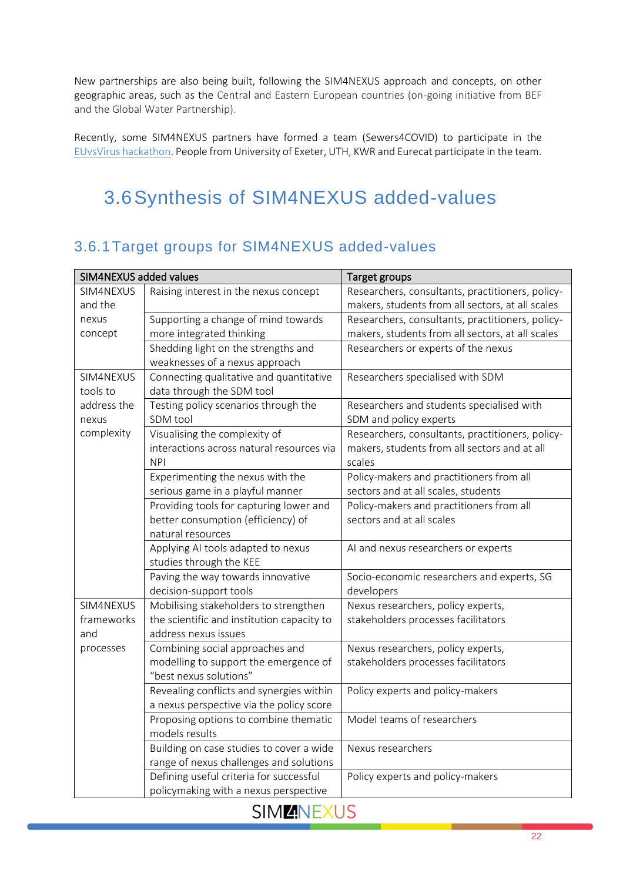New partnerships are also being built, following the SIM4NEXUS approach and concepts, on other geographic areas, such as the Central and Eastern European countries (on-going initiative from BEF and the Global Water Partnership).

Recently, some SIM4NEXUS partners have formed a team (Sewers4COVID) to participate in the EUvsVirus hackathon. People from University of Exeter, UTH, KWR and Eurecat participate in the team.

## 3.6 Synthesis of SIM4NEXUS added-values

### 3.6.1 Target groups for SIM4NEXUS added-values

| SIM4NEXUS added values | | Target groups |
|---|---|---|
| SIM4NEXUS and the nexus concept | Raising interest in the nexus concept | Researchers, consultants, practitioners, policy-makers, students from all sectors, at all scales |
| | Supporting a change of mind towards more integrated thinking | Researchers, consultants, practitioners, policy-makers, students from all sectors, at all scales |
| | Shedding light on the strengths and weaknesses of a nexus approach | Researchers or experts of the nexus |
| SIM4NEXUS tools to address the nexus complexity | Connecting qualitative and quantitative data through the SDM tool | Researchers specialised with SDM |
| | Testing policy scenarios through the SDM tool | Researchers and students specialised with SDM and policy experts |
| | Visualising the complexity of interactions across natural resources via NPI | Researchers, consultants, practitioners, policy-makers, students from all sectors and at all scales |
| | Experimenting the nexus with the serious game in a playful manner | Policy-makers and practitioners from all sectors and at all scales, students |
| | Providing tools for capturing lower and better consumption (efficiency) of natural resources | Policy-makers and practitioners from all sectors and at all scales |
| | Applying AI tools adapted to nexus studies through the KEE | AI and nexus researchers or experts |
| | Paving the way towards innovative decision-support tools | Socio-economic researchers and experts, SG developers |
| SIM4NEXUS frameworks and processes | Mobilising stakeholders to strengthen the scientific and institution capacity to address nexus issues | Nexus researchers, policy experts, stakeholders processes facilitators |
| | Combining social approaches and modelling to support the emergence of "best nexus solutions" | Nexus researchers, policy experts, stakeholders processes facilitators |
| | Revealing conflicts and synergies within a nexus perspective via the policy score | Policy experts and policy-makers |
| | Proposing options to combine thematic models results | Model teams of researchers |
| | Building on case studies to cover a wide range of nexus challenges and solutions | Nexus researchers |
| | Defining useful criteria for successful policymaking with a nexus perspective | Policy experts and policy-makers |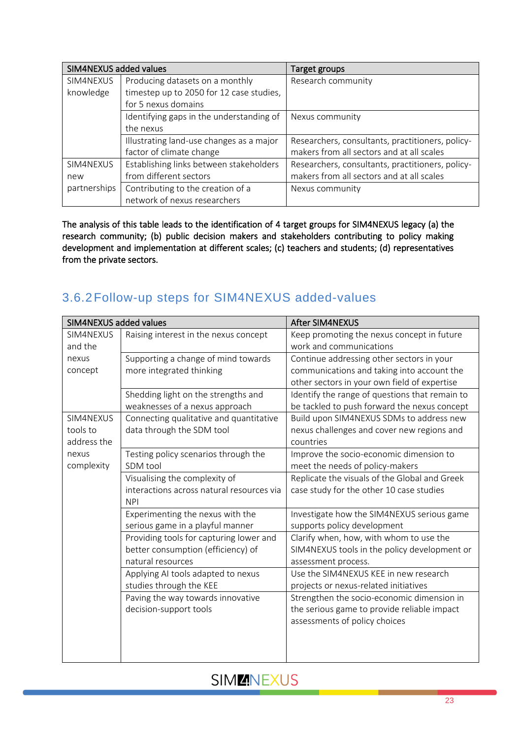| SIM4NEXUS added values | | Target groups |
|---|---|---|
| SIM4NEXUS knowledge | Producing datasets on a monthly timestep up to 2050 for 12 case studies, for 5 nexus domains | Research community |
| | Identifying gaps in the understanding of the nexus | Nexus community |
| | Illustrating land-use changes as a major factor of climate change | Researchers, consultants, practitioners, policy-makers from all sectors and at all scales |
| SIM4NEXUS new partnerships | Establishing links between stakeholders from different sectors | Researchers, consultants, practitioners, policy-makers from all sectors and at all scales |
| | Contributing to the creation of a network of nexus researchers | Nexus community |

**The analysis of this table leads to the identification of 4 target groups for SIM4NEXUS legacy (a) the research community; (b) public decision makers and stakeholders contributing to policy making development and implementation at different scales; (c) teachers and students; (d) representatives from the private sectors.**

### 3.6.2 Follow-up steps for SIM4NEXUS added-values

| SIM4NEXUS added values | | After SIM4NEXUS |
|---|---|---|
| SIM4NEXUS and the nexus concept | Raising interest in the nexus concept | Keep promoting the nexus concept in future work and communications |
| | Supporting a change of mind towards more integrated thinking | Continue addressing other sectors in your communications and taking into account the other sectors in your own field of expertise |
| | Shedding light on the strengths and weaknesses of a nexus approach | Identify the range of questions that remain to be tackled to push forward the nexus concept |
| SIM4NEXUS tools to address the nexus complexity | Connecting qualitative and quantitative data through the SDM tool | Build upon SIM4NEXUS SDMs to address new nexus challenges and cover new regions and countries |
| | Testing policy scenarios through the SDM tool | Improve the socio-economic dimension to meet the needs of policy-makers |
| | Visualising the complexity of interactions across natural resources via NPI | Replicate the visuals of the Global and Greek case study for the other 10 case studies |
| | Experimenting the nexus with the serious game in a playful manner | Investigate how the SIM4NEXUS serious game supports policy development |
| | Providing tools for capturing lower and better consumption (efficiency) of natural resources | Clarify when, how, with whom to use the SIM4NEXUS tools in the policy development or assessment process. |
| | Applying AI tools adapted to nexus studies through the KEE | Use the SIM4NEXUS KEE in new research projects or nexus-related initiatives |
| | Paving the way towards innovative decision-support tools | Strengthen the socio-economic dimension in the serious game to provide reliable impact assessments of policy choices |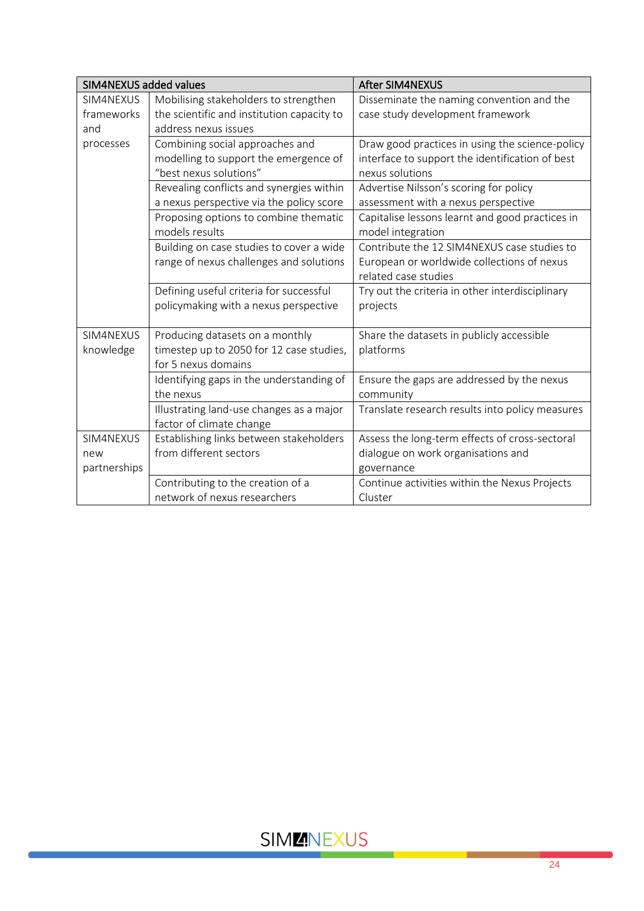| SIM4NEXUS added values | | After SIM4NEXUS |
|---|---|---|
| SIM4NEXUS frameworks and processes | Mobilising stakeholders to strengthen the scientific and institution capacity to address nexus issues | Disseminate the naming convention and the case study development framework |
| | Combining social approaches and modelling to support the emergence of "best nexus solutions" | Draw good practices in using the science-policy interface to support the identification of best nexus solutions |
| | Revealing conflicts and synergies within a nexus perspective via the policy score | Advertise Nilsson's scoring for policy assessment with a nexus perspective |
| | Proposing options to combine thematic models results | Capitalise lessons learnt and good practices in model integration |
| | Building on case studies to cover a wide range of nexus challenges and solutions | Contribute the 12 SIM4NEXUS case studies to European or worldwide collections of nexus related case studies |
| | Defining useful criteria for successful policymaking with a nexus perspective | Try out the criteria in other interdisciplinary projects |
| SIM4NEXUS knowledge | Producing datasets on a monthly timestep up to 2050 for 12 case studies, for 5 nexus domains | Share the datasets in publicly accessible platforms |
| | Identifying gaps in the understanding of the nexus | Ensure the gaps are addressed by the nexus community |
| | Illustrating land-use changes as a major factor of climate change | Translate research results into policy measures |
| SIM4NEXUS new partnerships | Establishing links between stakeholders from different sectors | Assess the long-term effects of cross-sectoral dialogue on work organisations and governance |
| | Contributing to the creation of a network of nexus researchers | Continue activities within the Nexus Projects Cluster |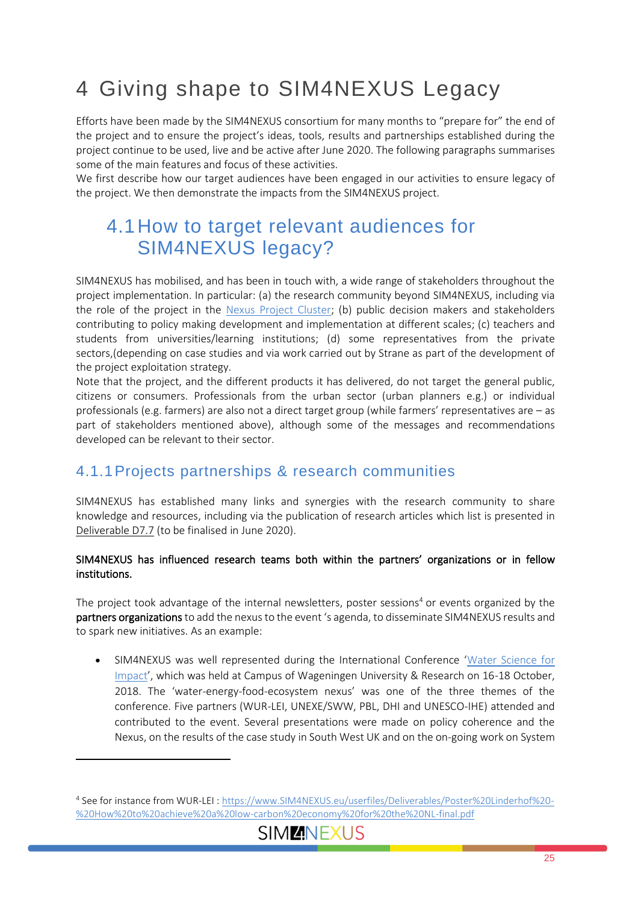# 4 Giving shape to SIM4NEXUS Legacy

Efforts have been made by the SIM4NEXUS consortium for many months to "prepare for" the end of the project and to ensure the project's ideas, tools, results and partnerships established during the project continue to be used, live and be active after June 2020. The following paragraphs summarises some of the main features and focus of these activities.

We first describe how our target audiences have been engaged in our activities to ensure legacy of the project. We then demonstrate the impacts from the SIM4NEXUS project.

## 4.1 How to target relevant audiences for SIM4NEXUS legacy?

SIM4NEXUS has mobilised, and has been in touch with, a wide range of stakeholders throughout the project implementation. In particular: (a) the research community beyond SIM4NEXUS, including via the role of the project in the Nexus Project Cluster; (b) public decision makers and stakeholders contributing to policy making development and implementation at different scales; (c) teachers and students from universities/learning institutions; (d) some representatives from the private sectors,(depending on case studies and via work carried out by Strane as part of the development of the project exploitation strategy.

Note that the project, and the different products it has delivered, do not target the general public, citizens or consumers. Professionals from the urban sector (urban planners e.g.) or individual professionals (e.g. farmers) are also not a direct target group (while farmers' representatives are – as part of stakeholders mentioned above), although some of the messages and recommendations developed can be relevant to their sector.

### 4.1.1 Projects partnerships & research communities

SIM4NEXUS has established many links and synergies with the research community to share knowledge and resources, including via the publication of research articles which list is presented in Deliverable D7.7 (to be finalised in June 2020).

**SIM4NEXUS has influenced research teams both within the partners' organizations or in fellow institutions.**

The project took advantage of the internal newsletters, poster sessions[4] or events organized by the **partners organizations** to add the nexus to the event 's agenda, to disseminate SIM4NEXUS results and to spark new initiatives. As an example:

- SIM4NEXUS was well represented during the International Conference 'Water Science for Impact', which was held at Campus of Wageningen University & Research on 16-18 October, 2018. The 'water-energy-food-ecosystem nexus' was one of the three themes of the conference. Five partners (WUR-LEI, UNEXE/SWW, PBL, DHI and UNESCO-IHE) attended and contributed to the event. Several presentations were made on policy coherence and the Nexus, on the results of the case study in South West UK and on the on-going work on System

[4] See for instance from WUR-LEI : https://www.SIM4NEXUS.eu/userfiles/Deliverables/Poster%20Linderhof%20-%20How%20to%20achieve%20a%20low-carbon%20economy%20for%20the%20NL-final.pdf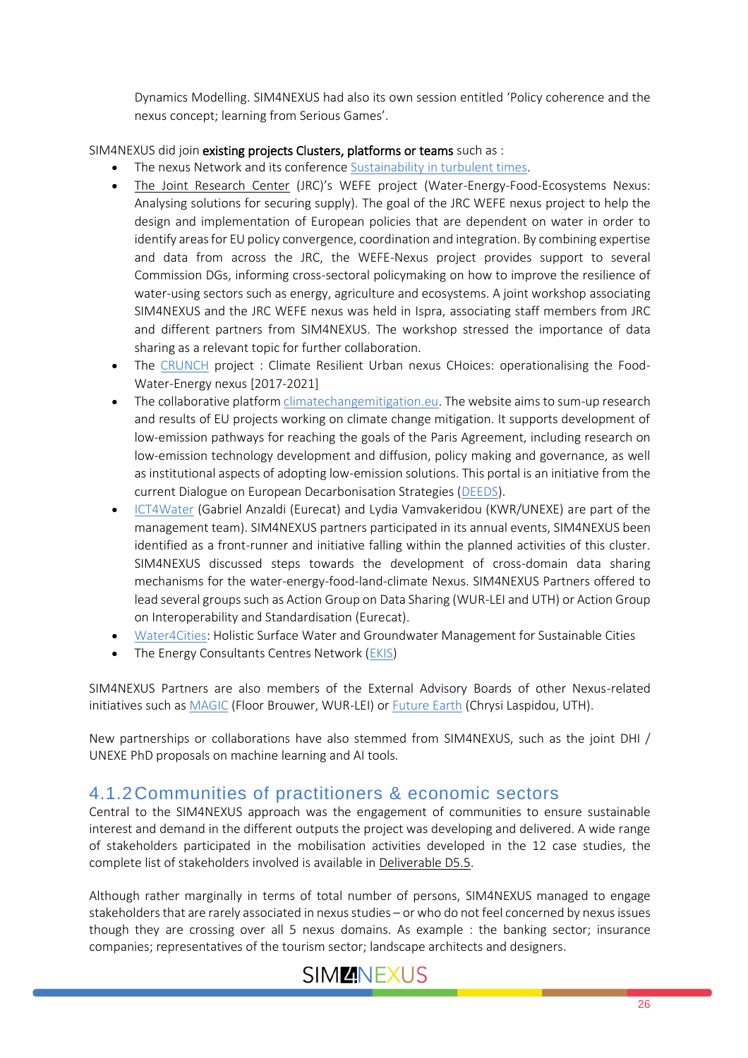Dynamics Modelling. SIM4NEXUS had also its own session entitled 'Policy coherence and the nexus concept; learning from Serious Games'.

SIM4NEXUS did join **existing projects Clusters, platforms or teams** such as :

- The nexus Network and its conference Sustainability in turbulent times.
- The Joint Research Center (JRC)'s WEFE project (Water-Energy-Food-Ecosystems Nexus: Analysing solutions for securing supply). The goal of the JRC WEFE nexus project to help the design and implementation of European policies that are dependent on water in order to identify areas for EU policy convergence, coordination and integration. By combining expertise and data from across the JRC, the WEFE-Nexus project provides support to several Commission DGs, informing cross-sectoral policymaking on how to improve the resilience of water-using sectors such as energy, agriculture and ecosystems. A joint workshop associating SIM4NEXUS and the JRC WEFE nexus was held in Ispra, associating staff members from JRC and different partners from SIM4NEXUS. The workshop stressed the importance of data sharing as a relevant topic for further collaboration.
- The CRUNCH project : Climate Resilient Urban nexus CHoices: operationalising the Food-Water-Energy nexus [2017-2021]
- The collaborative platform climatechangemitigation.eu. The website aims to sum-up research and results of EU projects working on climate change mitigation. It supports development of low-emission pathways for reaching the goals of the Paris Agreement, including research on low-emission technology development and diffusion, policy making and governance, as well as institutional aspects of adopting low-emission solutions. This portal is an initiative from the current Dialogue on European Decarbonisation Strategies (DEEDS).
- ICT4Water (Gabriel Anzaldi (Eurecat) and Lydia Vamvakeridou (KWR/UNEXE) are part of the management team). SIM4NEXUS partners participated in its annual events, SIM4NEXUS been identified as a front-runner and initiative falling within the planned activities of this cluster. SIM4NEXUS discussed steps towards the development of cross-domain data sharing mechanisms for the water-energy-food-land-climate Nexus. SIM4NEXUS Partners offered to lead several groups such as Action Group on Data Sharing (WUR-LEI and UTH) or Action Group on Interoperability and Standardisation (Eurecat).
- Water4Cities: Holistic Surface Water and Groundwater Management for Sustainable Cities
- The Energy Consultants Centres Network (EKIS)

SIM4NEXUS Partners are also members of the External Advisory Boards of other Nexus-related initiatives such as MAGIC (Floor Brouwer, WUR-LEI) or Future Earth (Chrysi Laspidou, UTH).

New partnerships or collaborations have also stemmed from SIM4NEXUS, such as the joint DHI / UNEXE PhD proposals on machine learning and AI tools.

### 4.1.2 Communities of practitioners & economic sectors

Central to the SIM4NEXUS approach was the engagement of communities to ensure sustainable interest and demand in the different outputs the project was developing and delivered. A wide range of stakeholders participated in the mobilisation activities developed in the 12 case studies, the complete list of stakeholders involved is available in Deliverable D5.5.

Although rather marginally in terms of total number of persons, SIM4NEXUS managed to engage stakeholders that are rarely associated in nexus studies – or who do not feel concerned by nexus issues though they are crossing over all 5 nexus domains. As example : the banking sector; insurance companies; representatives of the tourism sector; landscape architects and designers.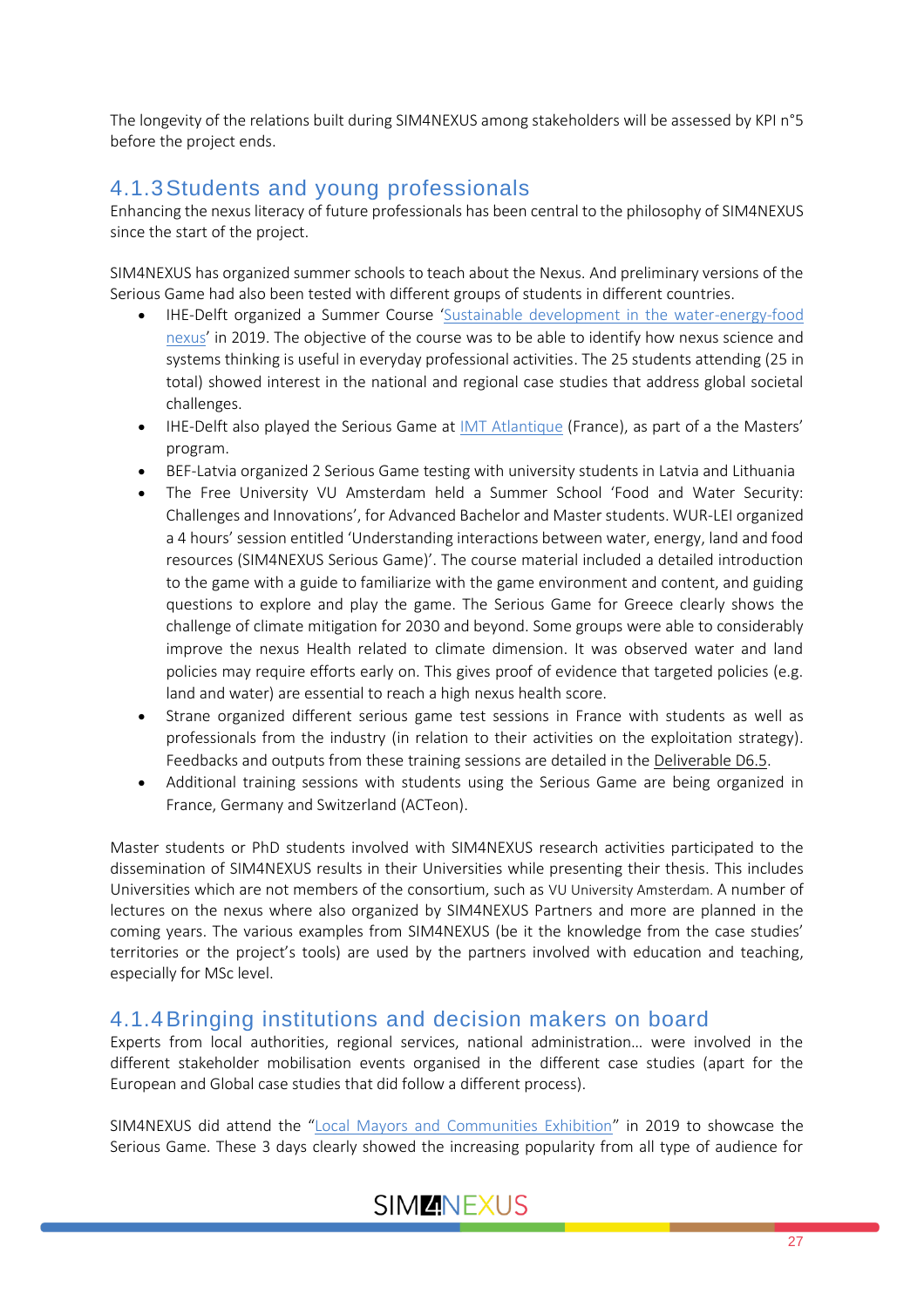The longevity of the relations built during SIM4NEXUS among stakeholders will be assessed by KPI n°5 before the project ends.

### 4.1.3 Students and young professionals

Enhancing the nexus literacy of future professionals has been central to the philosophy of SIM4NEXUS since the start of the project.

SIM4NEXUS has organized summer schools to teach about the Nexus. And preliminary versions of the Serious Game had also been tested with different groups of students in different countries.

- IHE-Delft organized a Summer Course 'Sustainable development in the water-energy-food nexus' in 2019. The objective of the course was to be able to identify how nexus science and systems thinking is useful in everyday professional activities. The 25 students attending (25 in total) showed interest in the national and regional case studies that address global societal challenges.
- IHE-Delft also played the Serious Game at IMT Atlantique (France), as part of a the Masters' program.
- BEF-Latvia organized 2 Serious Game testing with university students in Latvia and Lithuania
- The Free University VU Amsterdam held a Summer School 'Food and Water Security: Challenges and Innovations', for Advanced Bachelor and Master students. WUR-LEI organized a 4 hours' session entitled 'Understanding interactions between water, energy, land and food resources (SIM4NEXUS Serious Game)'. The course material included a detailed introduction to the game with a guide to familiarize with the game environment and content, and guiding questions to explore and play the game. The Serious Game for Greece clearly shows the challenge of climate mitigation for 2030 and beyond. Some groups were able to considerably improve the nexus Health related to climate dimension. It was observed water and land policies may require efforts early on. This gives proof of evidence that targeted policies (e.g. land and water) are essential to reach a high nexus health score.
- Strane organized different serious game test sessions in France with students as well as professionals from the industry (in relation to their activities on the exploitation strategy). Feedbacks and outputs from these training sessions are detailed in the Deliverable D6.5.
- Additional training sessions with students using the Serious Game are being organized in France, Germany and Switzerland (ACTeon).

Master students or PhD students involved with SIM4NEXUS research activities participated to the dissemination of SIM4NEXUS results in their Universities while presenting their thesis. This includes Universities which are not members of the consortium, such as VU University Amsterdam. A number of lectures on the nexus where also organized by SIM4NEXUS Partners and more are planned in the coming years. The various examples from SIM4NEXUS (be it the knowledge from the case studies' territories or the project's tools) are used by the partners involved with education and teaching, especially for MSc level.

### 4.1.4 Bringing institutions and decision makers on board

Experts from local authorities, regional services, national administration… were involved in the different stakeholder mobilisation events organised in the different case studies (apart for the European and Global case studies that did follow a different process).

SIM4NEXUS did attend the "Local Mayors and Communities Exhibition" in 2019 to showcase the Serious Game. These 3 days clearly showed the increasing popularity from all type of audience for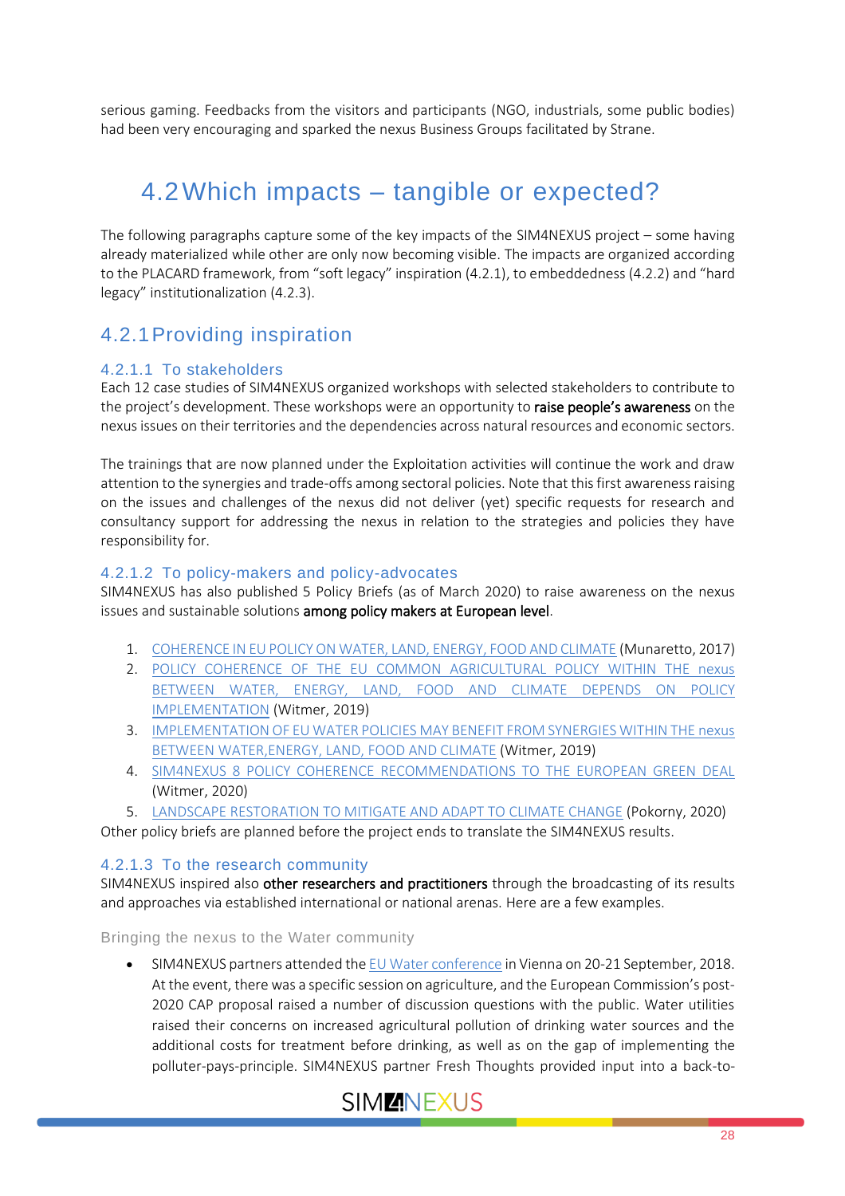serious gaming. Feedbacks from the visitors and participants (NGO, industrials, some public bodies) had been very encouraging and sparked the nexus Business Groups facilitated by Strane.

## 4.2 Which impacts – tangible or expected?

The following paragraphs capture some of the key impacts of the SIM4NEXUS project – some having already materialized while other are only now becoming visible. The impacts are organized according to the PLACARD framework, from "soft legacy" inspiration (4.2.1), to embeddedness (4.2.2) and "hard legacy" institutionalization (4.2.3).

### 4.2.1 Providing inspiration

#### 4.2.1.1 To stakeholders

Each 12 case studies of SIM4NEXUS organized workshops with selected stakeholders to contribute to the project's development. These workshops were an opportunity to **raise people's awareness** on the nexus issues on their territories and the dependencies across natural resources and economic sectors.

The trainings that are now planned under the Exploitation activities will continue the work and draw attention to the synergies and trade-offs among sectoral policies. Note that this first awareness raising on the issues and challenges of the nexus did not deliver (yet) specific requests for research and consultancy support for addressing the nexus in relation to the strategies and policies they have responsibility for.

#### 4.2.1.2 To policy-makers and policy-advocates

SIM4NEXUS has also published 5 Policy Briefs (as of March 2020) to raise awareness on the nexus issues and sustainable solutions **among policy makers at European level**.

1. COHERENCE IN EU POLICY ON WATER, LAND, ENERGY, FOOD AND CLIMATE (Munaretto, 2017)
2. POLICY COHERENCE OF THE EU COMMON AGRICULTURAL POLICY WITHIN THE nexus BETWEEN WATER, ENERGY, LAND, FOOD AND CLIMATE DEPENDS ON POLICY IMPLEMENTATION (Witmer, 2019)
3. IMPLEMENTATION OF EU WATER POLICIES MAY BENEFIT FROM SYNERGIES WITHIN THE nexus BETWEEN WATER,ENERGY, LAND, FOOD AND CLIMATE (Witmer, 2019)
4. SIM4NEXUS 8 POLICY COHERENCE RECOMMENDATIONS TO THE EUROPEAN GREEN DEAL (Witmer, 2020)
5. LANDSCAPE RESTORATION TO MITIGATE AND ADAPT TO CLIMATE CHANGE (Pokorny, 2020)

Other policy briefs are planned before the project ends to translate the SIM4NEXUS results.

#### 4.2.1.3 To the research community

SIM4NEXUS inspired also **other researchers and practitioners** through the broadcasting of its results and approaches via established international or national arenas. Here are a few examples.

##### Bringing the nexus to the Water community

- SIM4NEXUS partners attended the EU Water conference in Vienna on 20-21 September, 2018. At the event, there was a specific session on agriculture, and the European Commission's post-2020 CAP proposal raised a number of discussion questions with the public. Water utilities raised their concerns on increased agricultural pollution of drinking water sources and the additional costs for treatment before drinking, as well as on the gap of implementing the polluter-pays-principle. SIM4NEXUS partner Fresh Thoughts provided input into a back-to-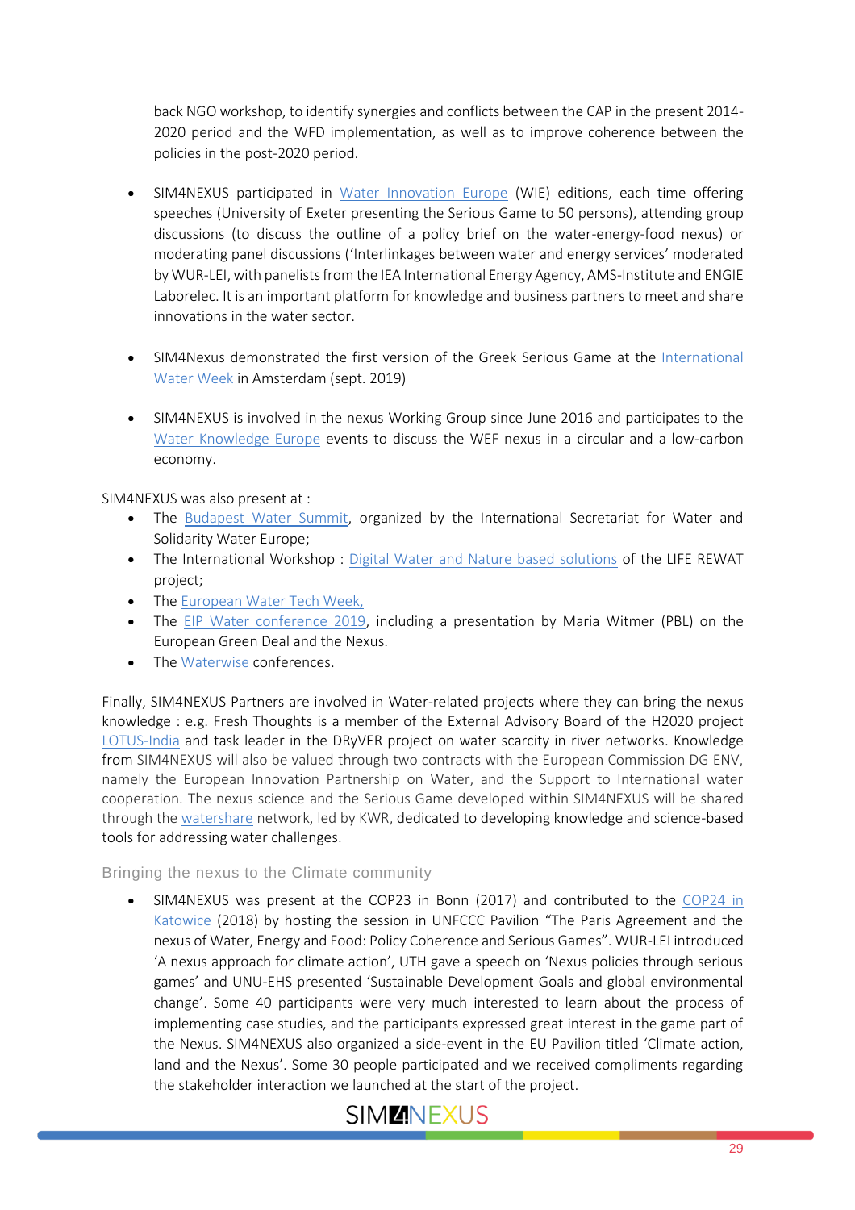back NGO workshop, to identify synergies and conflicts between the CAP in the present 2014-2020 period and the WFD implementation, as well as to improve coherence between the policies in the post-2020 period.

- SIM4NEXUS participated in Water Innovation Europe (WIE) editions, each time offering speeches (University of Exeter presenting the Serious Game to 50 persons), attending group discussions (to discuss the outline of a policy brief on the water-energy-food nexus) or moderating panel discussions ('Interlinkages between water and energy services' moderated by WUR-LEI, with panelists from the IEA International Energy Agency, AMS-Institute and ENGIE Laborelec. It is an important platform for knowledge and business partners to meet and share innovations in the water sector.

- SIM4Nexus demonstrated the first version of the Greek Serious Game at the International Water Week in Amsterdam (sept. 2019)

- SIM4NEXUS is involved in the nexus Working Group since June 2016 and participates to the Water Knowledge Europe events to discuss the WEF nexus in a circular and a low-carbon economy.

SIM4NEXUS was also present at :

- The Budapest Water Summit, organized by the International Secretariat for Water and Solidarity Water Europe;
- The International Workshop : Digital Water and Nature based solutions of the LIFE REWAT project;
- The European Water Tech Week,
- The EIP Water conference 2019, including a presentation by Maria Witmer (PBL) on the European Green Deal and the Nexus.
- The Waterwise conferences.

Finally, SIM4NEXUS Partners are involved in Water-related projects where they can bring the nexus knowledge : e.g. Fresh Thoughts is a member of the External Advisory Board of the H2020 project LOTUS-India and task leader in the DRyVER project on water scarcity in river networks. Knowledge from SIM4NEXUS will also be valued through two contracts with the European Commission DG ENV, namely the European Innovation Partnership on Water, and the Support to International water cooperation. The nexus science and the Serious Game developed within SIM4NEXUS will be shared through the watershare network, led by KWR, dedicated to developing knowledge and science-based tools for addressing water challenges.

### Bringing the nexus to the Climate community

- SIM4NEXUS was present at the COP23 in Bonn (2017) and contributed to the COP24 in Katowice (2018) by hosting the session in UNFCCC Pavilion "The Paris Agreement and the nexus of Water, Energy and Food: Policy Coherence and Serious Games". WUR-LEI introduced 'A nexus approach for climate action', UTH gave a speech on 'Nexus policies through serious games' and UNU-EHS presented 'Sustainable Development Goals and global environmental change'. Some 40 participants were very much interested to learn about the process of implementing case studies, and the participants expressed great interest in the game part of the Nexus. SIM4NEXUS also organized a side-event in the EU Pavilion titled 'Climate action, land and the Nexus'. Some 30 people participated and we received compliments regarding the stakeholder interaction we launched at the start of the project.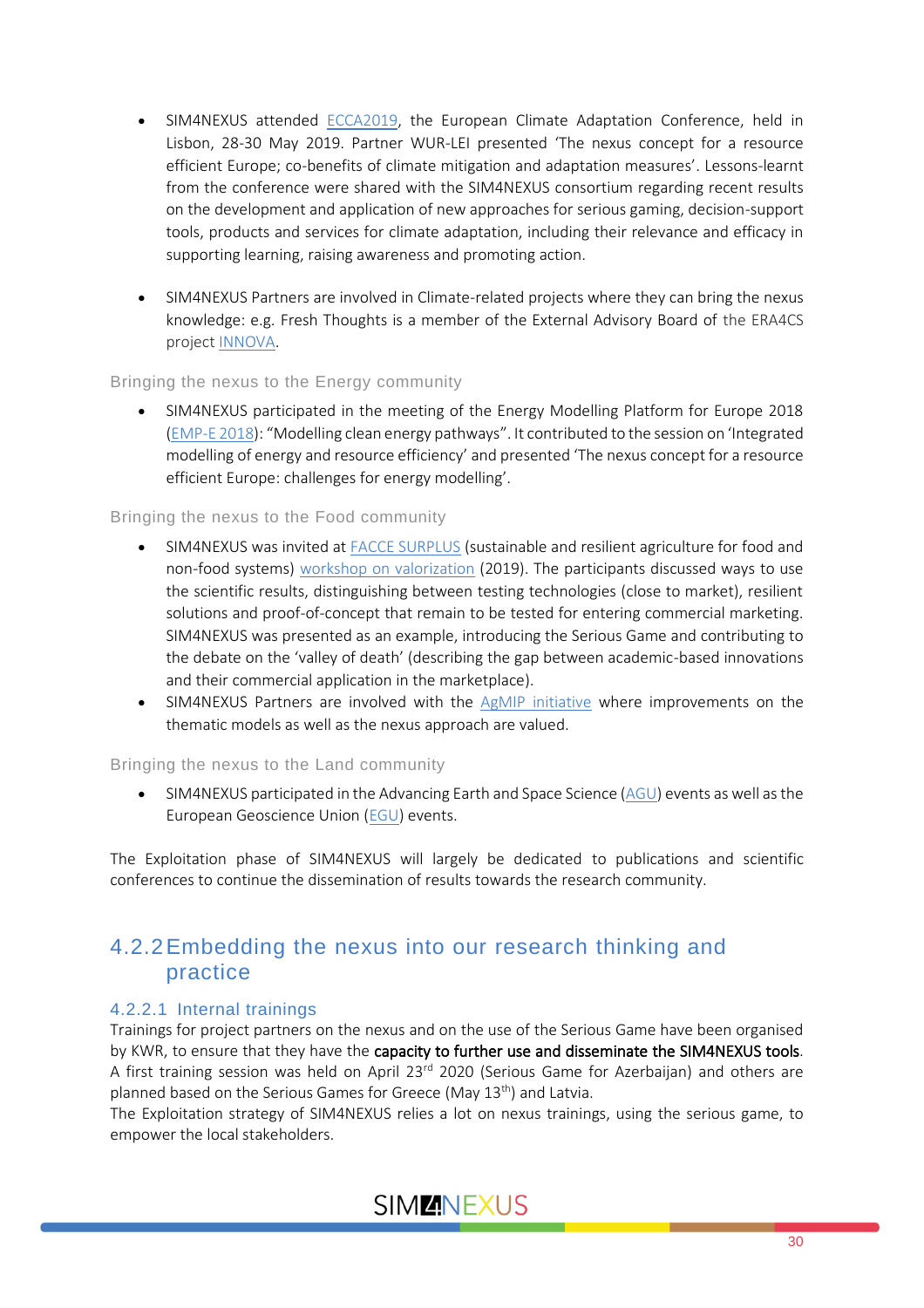- SIM4NEXUS attended ECCA2019, the European Climate Adaptation Conference, held in Lisbon, 28-30 May 2019. Partner WUR-LEI presented 'The nexus concept for a resource efficient Europe; co-benefits of climate mitigation and adaptation measures'. Lessons-learnt from the conference were shared with the SIM4NEXUS consortium regarding recent results on the development and application of new approaches for serious gaming, decision-support tools, products and services for climate adaptation, including their relevance and efficacy in supporting learning, raising awareness and promoting action.

- SIM4NEXUS Partners are involved in Climate-related projects where they can bring the nexus knowledge: e.g. Fresh Thoughts is a member of the External Advisory Board of the ERA4CS project INNOVA.

#### Bringing the nexus to the Energy community

- SIM4NEXUS participated in the meeting of the Energy Modelling Platform for Europe 2018 (EMP-E 2018): "Modelling clean energy pathways". It contributed to the session on 'Integrated modelling of energy and resource efficiency' and presented 'The nexus concept for a resource efficient Europe: challenges for energy modelling'.

#### Bringing the nexus to the Food community

- SIM4NEXUS was invited at FACCE SURPLUS (sustainable and resilient agriculture for food and non-food systems) workshop on valorization (2019). The participants discussed ways to use the scientific results, distinguishing between testing technologies (close to market), resilient solutions and proof-of-concept that remain to be tested for entering commercial marketing. SIM4NEXUS was presented as an example, introducing the Serious Game and contributing to the debate on the 'valley of death' (describing the gap between academic-based innovations and their commercial application in the marketplace).
- SIM4NEXUS Partners are involved with the AgMIP initiative where improvements on the thematic models as well as the nexus approach are valued.

#### Bringing the nexus to the Land community

- SIM4NEXUS participated in the Advancing Earth and Space Science (AGU) events as well as the European Geoscience Union (EGU) events.

The Exploitation phase of SIM4NEXUS will largely be dedicated to publications and scientific conferences to continue the dissemination of results towards the research community.

## 4.2.2 Embedding the nexus into our research thinking and practice

### 4.2.2.1 Internal trainings

Trainings for project partners on the nexus and on the use of the Serious Game have been organised by KWR, to ensure that they have the **capacity to further use and disseminate the SIM4NEXUS tools**. A first training session was held on April 23rd 2020 (Serious Game for Azerbaijan) and others are planned based on the Serious Games for Greece (May 13th) and Latvia.

The Exploitation strategy of SIM4NEXUS relies a lot on nexus trainings, using the serious game, to empower the local stakeholders.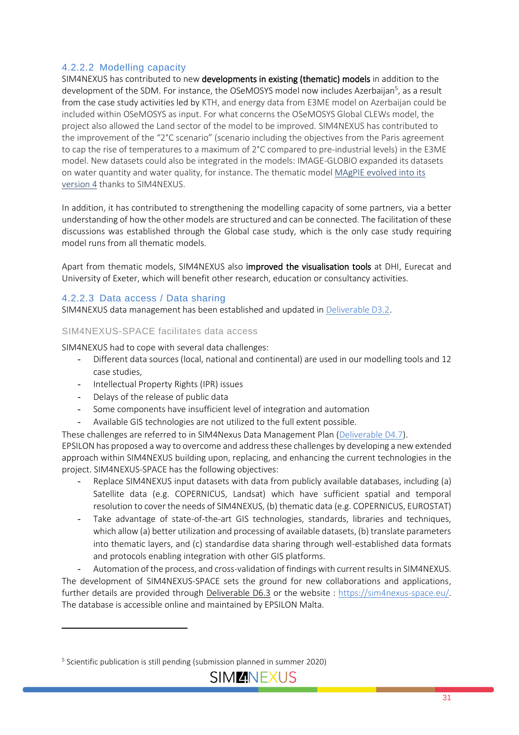#### 4.2.2.2 Modelling capacity

SIM4NEXUS has contributed to new **developments in existing (thematic) models** in addition to the development of the SDM. For instance, the OSeMOSYS model now includes Azerbaijan[5], as a result from the case study activities led by KTH, and energy data from E3ME model on Azerbaijan could be included within OSeMOSYS as input. For what concerns the OSeMOSYS Global CLEWs model, the project also allowed the Land sector of the model to be improved. SIM4NEXUS has contributed to the improvement of the "2°C scenario" (scenario including the objectives from the Paris agreement to cap the rise of temperatures to a maximum of 2°C compared to pre-industrial levels) in the E3ME model. New datasets could also be integrated in the models: IMAGE-GLOBIO expanded its datasets on water quantity and water quality, for instance. The thematic model MAgPIE evolved into its version 4 thanks to SIM4NEXUS.

In addition, it has contributed to strengthening the modelling capacity of some partners, via a better understanding of how the other models are structured and can be connected. The facilitation of these discussions was established through the Global case study, which is the only case study requiring model runs from all thematic models.

Apart from thematic models, SIM4NEXUS also **improved the visualisation tools** at DHI, Eurecat and University of Exeter, which will benefit other research, education or consultancy activities.

#### 4.2.2.3 Data access / Data sharing

SIM4NEXUS data management has been established and updated in Deliverable D3.2.

##### SIM4NEXUS-SPACE facilitates data access

SIM4NEXUS had to cope with several data challenges:

- Different data sources (local, national and continental) are used in our modelling tools and 12 case studies,
- Intellectual Property Rights (IPR) issues
- Delays of the release of public data
- Some components have insufficient level of integration and automation
- Available GIS technologies are not utilized to the full extent possible.

These challenges are referred to in SIM4Nexus Data Management Plan (Deliverable D4.7).
EPSILON has proposed a way to overcome and address these challenges by developing a new extended approach within SIM4NEXUS building upon, replacing, and enhancing the current technologies in the project. SIM4NEXUS-SPACE has the following objectives:

- Replace SIM4NEXUS input datasets with data from publicly available databases, including (a) Satellite data (e.g. COPERNICUS, Landsat) which have sufficient spatial and temporal resolution to cover the needs of SIM4NEXUS, (b) thematic data (e.g. COPERNICUS, EUROSTAT)
- Take advantage of state-of-the-art GIS technologies, standards, libraries and techniques, which allow (a) better utilization and processing of available datasets, (b) translate parameters into thematic layers, and (c) standardise data sharing through well-established data formats and protocols enabling integration with other GIS platforms.
- Automation of the process, and cross-validation of findings with current results in SIM4NEXUS.

The development of SIM4NEXUS-SPACE sets the ground for new collaborations and applications, further details are provided through Deliverable D6.3 or the website : https://sim4nexus-space.eu/.
The database is accessible online and maintained by EPSILON Malta.

---

[5] Scientific publication is still pending (submission planned in summer 2020)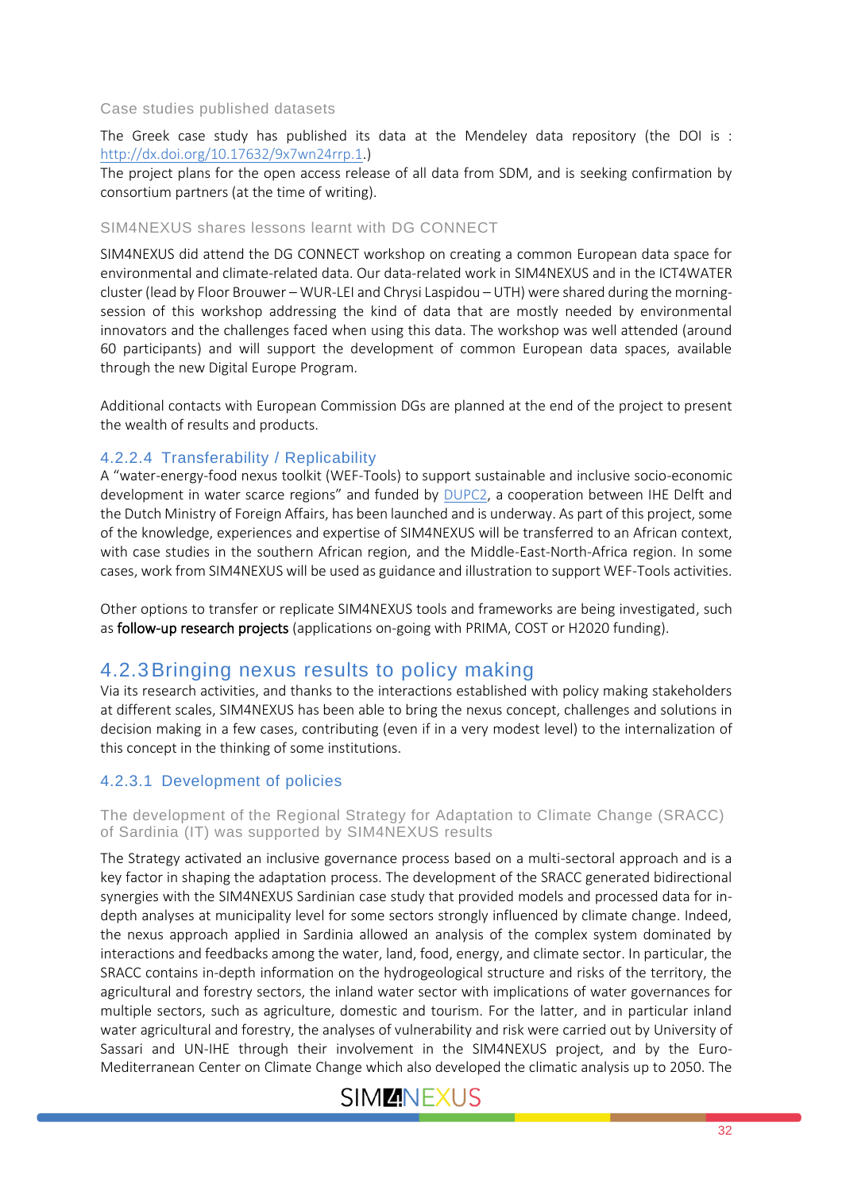#### Case studies published datasets

The Greek case study has published its data at the Mendeley data repository (the DOI is : http://dx.doi.org/10.17632/9x7wn24rrp.1.)
The project plans for the open access release of all data from SDM, and is seeking confirmation by consortium partners (at the time of writing).

#### SIM4NEXUS shares lessons learnt with DG CONNECT

SIM4NEXUS did attend the DG CONNECT workshop on creating a common European data space for environmental and climate-related data. Our data-related work in SIM4NEXUS and in the ICT4WATER cluster (lead by Floor Brouwer – WUR-LEI and Chrysi Laspidou – UTH) were shared during the morning-session of this workshop addressing the kind of data that are mostly needed by environmental innovators and the challenges faced when using this data. The workshop was well attended (around 60 participants) and will support the development of common European data spaces, available through the new Digital Europe Program.

Additional contacts with European Commission DGs are planned at the end of the project to present the wealth of results and products.

### 4.2.2.4 Transferability / Replicability

A "water-energy-food nexus toolkit (WEF-Tools) to support sustainable and inclusive socio-economic development in water scarce regions" and funded by DUPC2, a cooperation between IHE Delft and the Dutch Ministry of Foreign Affairs, has been launched and is underway. As part of this project, some of the knowledge, experiences and expertise of SIM4NEXUS will be transferred to an African context, with case studies in the southern African region, and the Middle-East-North-Africa region. In some cases, work from SIM4NEXUS will be used as guidance and illustration to support WEF-Tools activities.

Other options to transfer or replicate SIM4NEXUS tools and frameworks are being investigated, such as **follow-up research projects** (applications on-going with PRIMA, COST or H2020 funding).

## 4.2.3 Bringing nexus results to policy making

Via its research activities, and thanks to the interactions established with policy making stakeholders at different scales, SIM4NEXUS has been able to bring the nexus concept, challenges and solutions in decision making in a few cases, contributing (even if in a very modest level) to the internalization of this concept in the thinking of some institutions.

### 4.2.3.1 Development of policies

#### The development of the Regional Strategy for Adaptation to Climate Change (SRACC) of Sardinia (IT) was supported by SIM4NEXUS results

The Strategy activated an inclusive governance process based on a multi-sectoral approach and is a key factor in shaping the adaptation process. The development of the SRACC generated bidirectional synergies with the SIM4NEXUS Sardinian case study that provided models and processed data for in-depth analyses at municipality level for some sectors strongly influenced by climate change. Indeed, the nexus approach applied in Sardinia allowed an analysis of the complex system dominated by interactions and feedbacks among the water, land, food, energy, and climate sector. In particular, the SRACC contains in-depth information on the hydrogeological structure and risks of the territory, the agricultural and forestry sectors, the inland water sector with implications of water governances for multiple sectors, such as agriculture, domestic and tourism. For the latter, and in particular inland water agricultural and forestry, the analyses of vulnerability and risk were carried out by University of Sassari and UN-IHE through their involvement in the SIM4NEXUS project, and by the Euro-Mediterranean Center on Climate Change which also developed the climatic analysis up to 2050. The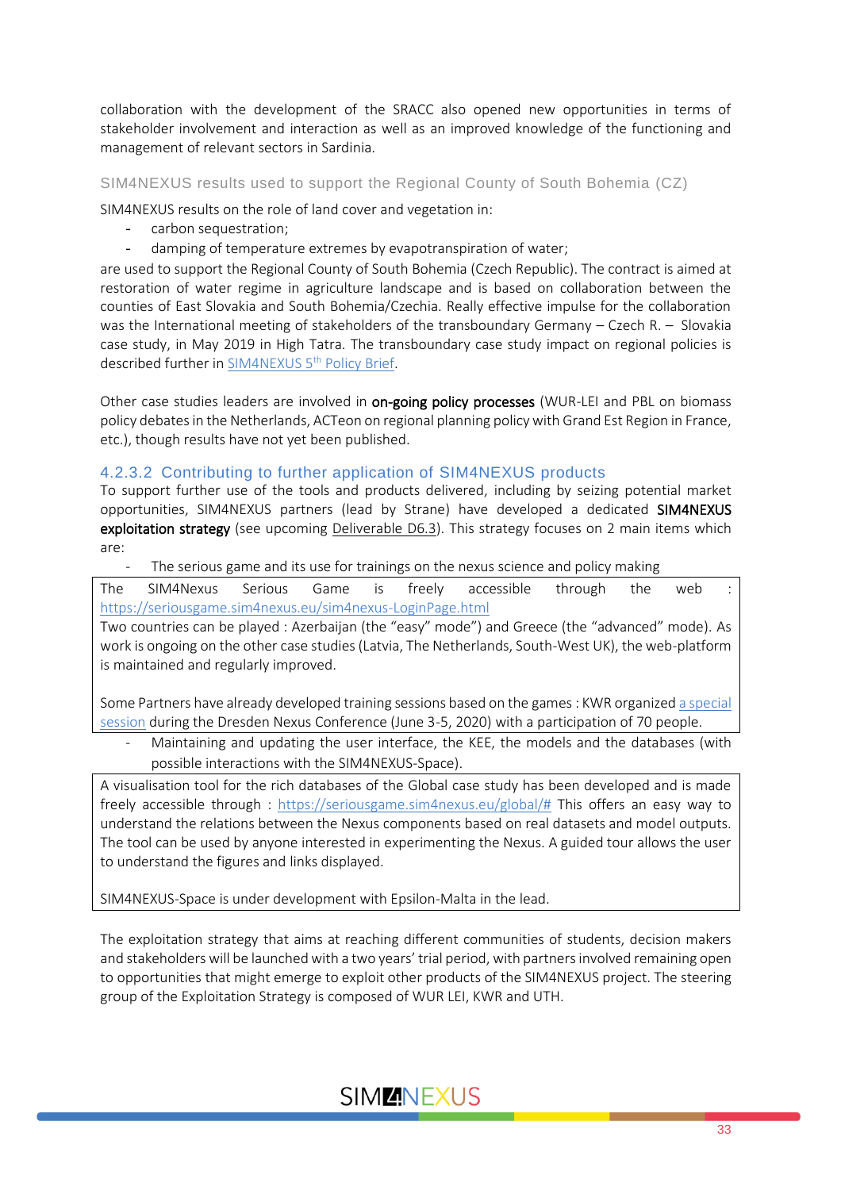collaboration with the development of the SRACC also opened new opportunities in terms of stakeholder involvement and interaction as well as an improved knowledge of the functioning and management of relevant sectors in Sardinia.

#### SIM4NEXUS results used to support the Regional County of South Bohemia (CZ)

SIM4NEXUS results on the role of land cover and vegetation in:

- carbon sequestration;
- damping of temperature extremes by evapotranspiration of water;

are used to support the Regional County of South Bohemia (Czech Republic). The contract is aimed at restoration of water regime in agriculture landscape and is based on collaboration between the counties of East Slovakia and South Bohemia/Czechia. Really effective impulse for the collaboration was the International meeting of stakeholders of the transboundary Germany – Czech R. – Slovakia case study, in May 2019 in High Tatra. The transboundary case study impact on regional policies is described further in SIM4NEXUS 5th Policy Brief.

Other case studies leaders are involved in **on-going policy processes** (WUR-LEI and PBL on biomass policy debates in the Netherlands, ACTeon on regional planning policy with Grand Est Region in France, etc.), though results have not yet been published.

### 4.2.3.2 Contributing to further application of SIM4NEXUS products

To support further use of the tools and products delivered, including by seizing potential market opportunities, SIM4NEXUS partners (lead by Strane) have developed a dedicated **SIM4NEXUS exploitation strategy** (see upcoming Deliverable D6.3). This strategy focuses on 2 main items which are:

- The serious game and its use for trainings on the nexus science and policy making

> The SIM4Nexus Serious Game is freely accessible through the web : https://seriousgame.sim4nexus.eu/sim4nexus-LoginPage.html
>
> Two countries can be played : Azerbaijan (the "easy" mode") and Greece (the "advanced" mode). As work is ongoing on the other case studies (Latvia, The Netherlands, South-West UK), the web-platform is maintained and regularly improved.
>
> Some Partners have already developed training sessions based on the games : KWR organized a special session during the Dresden Nexus Conference (June 3-5, 2020) with a participation of 70 people.

- Maintaining and updating the user interface, the KEE, the models and the databases (with possible interactions with the SIM4NEXUS-Space).

> A visualisation tool for the rich databases of the Global case study has been developed and is made freely accessible through : https://seriousgame.sim4nexus.eu/global/# This offers an easy way to understand the relations between the Nexus components based on real datasets and model outputs. The tool can be used by anyone interested in experimenting the Nexus. A guided tour allows the user to understand the figures and links displayed.
>
> SIM4NEXUS-Space is under development with Epsilon-Malta in the lead.

The exploitation strategy that aims at reaching different communities of students, decision makers and stakeholders will be launched with a two years' trial period, with partners involved remaining open to opportunities that might emerge to exploit other products of the SIM4NEXUS project. The steering group of the Exploitation Strategy is composed of WUR LEI, KWR and UTH.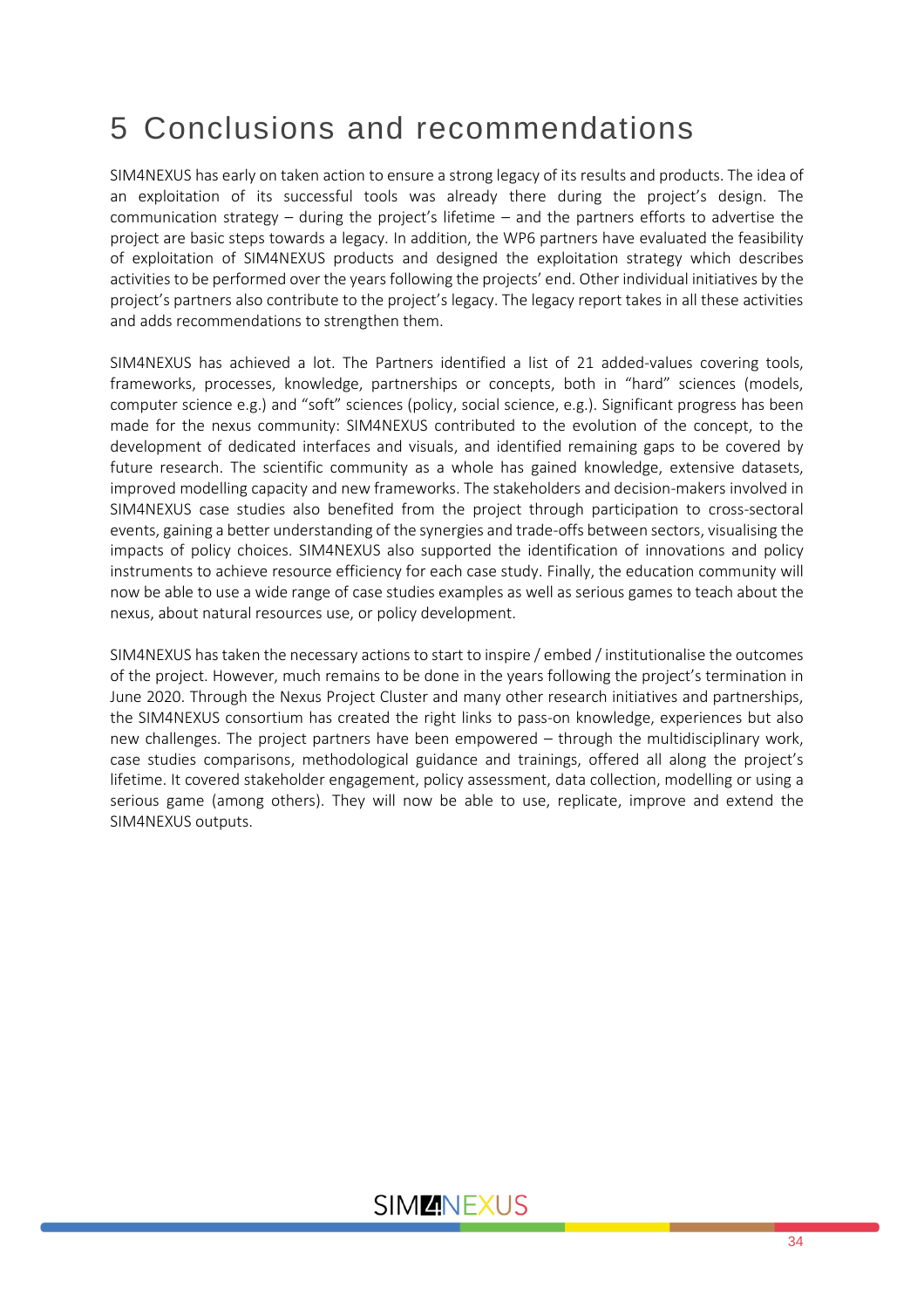# 5 Conclusions and recommendations

SIM4NEXUS has early on taken action to ensure a strong legacy of its results and products. The idea of an exploitation of its successful tools was already there during the project's design. The communication strategy – during the project's lifetime – and the partners efforts to advertise the project are basic steps towards a legacy. In addition, the WP6 partners have evaluated the feasibility of exploitation of SIM4NEXUS products and designed the exploitation strategy which describes activities to be performed over the years following the projects' end. Other individual initiatives by the project's partners also contribute to the project's legacy. The legacy report takes in all these activities and adds recommendations to strengthen them.

SIM4NEXUS has achieved a lot. The Partners identified a list of 21 added-values covering tools, frameworks, processes, knowledge, partnerships or concepts, both in "hard" sciences (models, computer science e.g.) and "soft" sciences (policy, social science, e.g.). Significant progress has been made for the nexus community: SIM4NEXUS contributed to the evolution of the concept, to the development of dedicated interfaces and visuals, and identified remaining gaps to be covered by future research. The scientific community as a whole has gained knowledge, extensive datasets, improved modelling capacity and new frameworks. The stakeholders and decision-makers involved in SIM4NEXUS case studies also benefited from the project through participation to cross-sectoral events, gaining a better understanding of the synergies and trade-offs between sectors, visualising the impacts of policy choices. SIM4NEXUS also supported the identification of innovations and policy instruments to achieve resource efficiency for each case study. Finally, the education community will now be able to use a wide range of case studies examples as well as serious games to teach about the nexus, about natural resources use, or policy development.

SIM4NEXUS has taken the necessary actions to start to inspire / embed / institutionalise the outcomes of the project. However, much remains to be done in the years following the project's termination in June 2020. Through the Nexus Project Cluster and many other research initiatives and partnerships, the SIM4NEXUS consortium has created the right links to pass-on knowledge, experiences but also new challenges. The project partners have been empowered – through the multidisciplinary work, case studies comparisons, methodological guidance and trainings, offered all along the project's lifetime. It covered stakeholder engagement, policy assessment, data collection, modelling or using a serious game (among others). They will now be able to use, replicate, improve and extend the SIM4NEXUS outputs.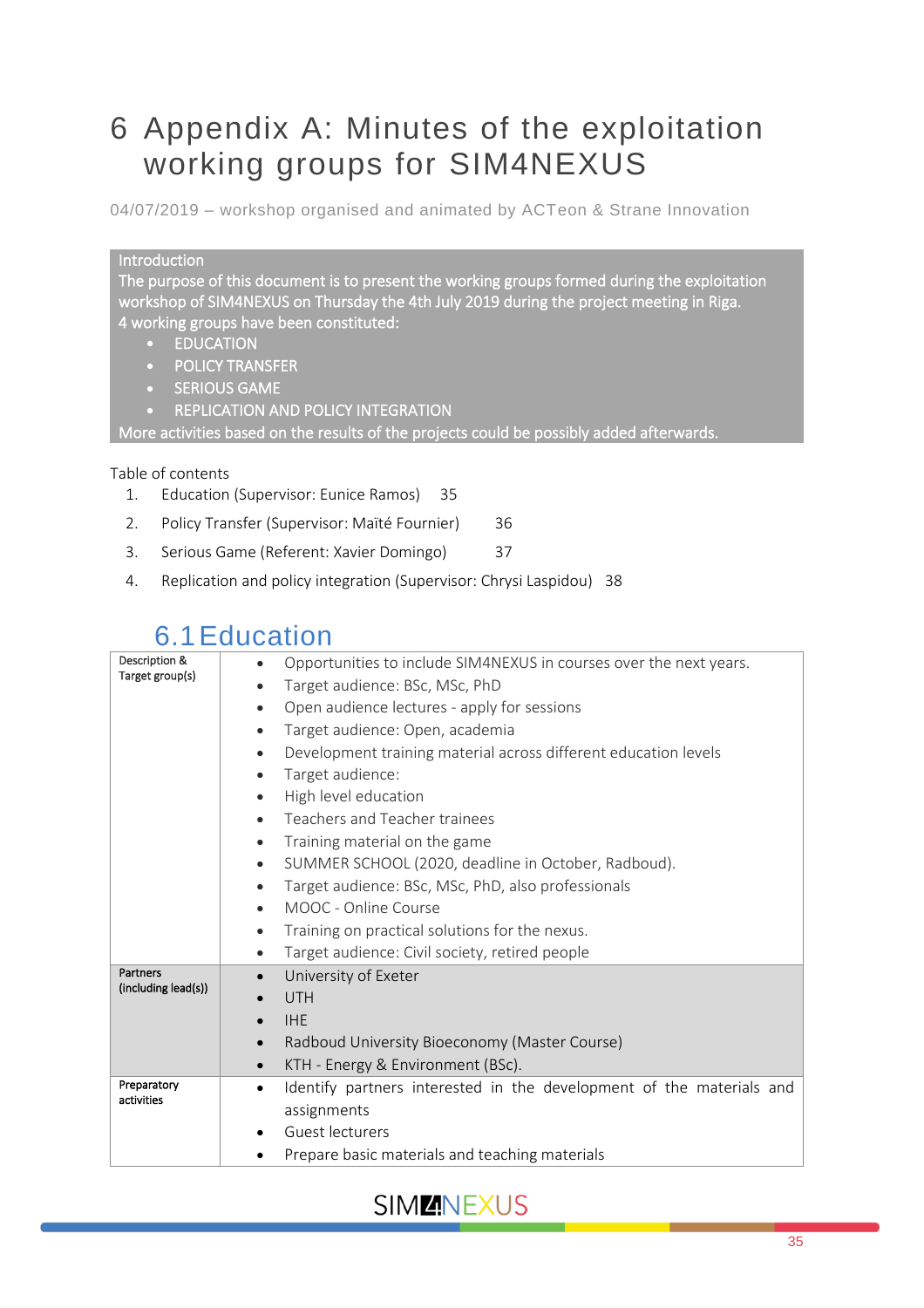// Appendix A — minutes of the SIM4NEXUS exploitation working groups (transcribed as displayed)
# 6 Appendix A: Minutes of the exploitation working groups for SIM4NEXUS

04/07/2019 – workshop organised and animated by ACTeon & Strane Innovation

Introduction

The purpose of this document is to present the working groups formed during the exploitation workshop of SIM4NEXUS on Thursday the 4th July 2019 during the project meeting in Riga.

4 working groups have been constituted:

- EDUCATION
- POLICY TRANSFER
- SERIOUS GAME
- REPLICATION AND POLICY INTEGRATION

More activities based on the results of the projects could be possibly added afterwards.

Table of contents

1. Education (Supervisor: Eunice Ramos) 35
2. Policy Transfer (Supervisor: Maïté Fournier) 36
3. Serious Game (Referent: Xavier Domingo) 37
4. Replication and policy integration (Supervisor: Chrysi Laspidou) 38

## 6.1 Education

| | |
|---|---|
| Description & Target group(s) | • Opportunities to include SIM4NEXUS in courses over the next years.<br>• Target audience: BSc, MSc, PhD<br>• Open audience lectures - apply for sessions<br>• Target audience: Open, academia<br>• Development training material across different education levels<br>• Target audience:<br>• High level education<br>• Teachers and Teacher trainees<br>• Training material on the game<br>• SUMMER SCHOOL (2020, deadline in October, Radboud).<br>• Target audience: BSc, MSc, PhD, also professionals<br>• MOOC - Online Course<br>• Training on practical solutions for the nexus.<br>• Target audience: Civil society, retired people |
| Partners (including lead(s)) | • University of Exeter<br>• UTH<br>• IHE<br>• Radboud University Bioeconomy (Master Course)<br>• KTH - Energy & Environment (BSc). |
| Preparatory activities | • Identify partners interested in the development of the materials and assignments<br>• Guest lecturers<br>• Prepare basic materials and teaching materials |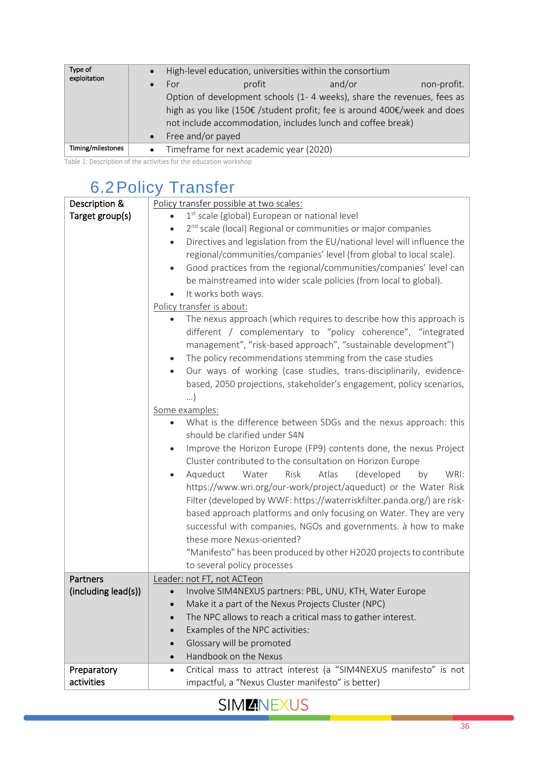| Type of exploitation | • High-level education, universities within the consortium<br>• For profit and/or non-profit. Option of development schools (1- 4 weeks), share the revenues, fees as high as you like (150€ /student profit; fee is around 400€/week and does not include accommodation, includes lunch and coffee break)<br>• Free and/or payed |
|---|---|
| Timing/milestones | • Timeframe for next academic year (2020) |

Table 1: Description of the activities for the education workshop

## 6.2 Policy Transfer

| Description & Target group(s) | Policy transfer possible at two scales:<br>• 1st scale (global) European or national level<br>• 2nd scale (local) Regional or communities or major companies<br>• Directives and legislation from the EU/national level will influence the regional/communities/companies' level (from global to local scale).<br>• Good practices from the regional/communities/companies' level can be mainstreamed into wider scale policies (from local to global).<br>• It works both ways.<br>Policy transfer is about:<br>• The nexus approach (which requires to describe how this approach is different / complementary to "policy coherence", "integrated management", "risk-based approach", "sustainable development")<br>• The policy recommendations stemming from the case studies<br>• Our ways of working (case studies, trans-disciplinarily, evidence-based, 2050 projections, stakeholder's engagement, policy scenarios, ...)<br>Some examples:<br>• What is the difference between SDGs and the nexus approach: this should be clarified under S4N<br>• Improve the Horizon Europe (FP9) contents done, the nexus Project Cluster contributed to the consultation on Horizon Europe<br>• Aqueduct Water Risk Atlas (developed by WRI: https://www.wri.org/our-work/project/aqueduct) or the Water Risk Filter (developed by WWF: https://waterriskfilter.panda.org/) are risk-based approach platforms and only focusing on Water. They are very successful with companies, NGOs and governments. à how to make these more Nexus-oriented?<br>"Manifesto" has been produced by other H2020 projects to contribute to several policy processes |
|---|---|
| Partners (including lead(s)) | Leader: not FT, not ACTeon<br>• Involve SIM4NEXUS partners: PBL, UNU, KTH, Water Europe<br>• Make it a part of the Nexus Projects Cluster (NPC)<br>• The NPC allows to reach a critical mass to gather interest.<br>• Examples of the NPC activities:<br>• Glossary will be promoted<br>• Handbook on the Nexus |
| Preparatory activities | • Critical mass to attract interest (a "SIM4NEXUS manifesto" is not impactful, a "Nexus Cluster manifesto" is better) |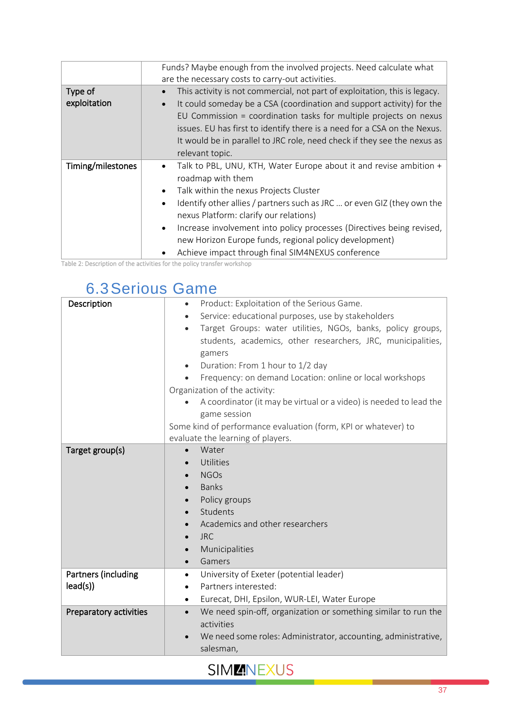| | |
|---|---|
| | Funds? Maybe enough from the involved projects. Need calculate what are the necessary costs to carry-out activities. |
| **Type of exploitation** | • This activity is not commercial, not part of exploitation, this is legacy.<br>• It could someday be a CSA (coordination and support activity) for the EU Commission = coordination tasks for multiple projects on nexus issues. EU has first to identify there is a need for a CSA on the Nexus. It would be in parallel to JRC role, need check if they see the nexus as relevant topic. |
| **Timing/milestones** | • Talk to PBL, UNU, KTH, Water Europe about it and revise ambition + roadmap with them<br>• Talk within the nexus Projects Cluster<br>• Identify other allies / partners such as JRC … or even GIZ (they own the nexus Platform: clarify our relations)<br>• Increase involvement into policy processes (Directives being revised, new Horizon Europe funds, regional policy development)<br>• Achieve impact through final SIM4NEXUS conference |

Table 2: Description of the activities for the policy transfer workshop

## 6.3 Serious Game

| | |
|---|---|
| **Description** | • Product: Exploitation of the Serious Game.<br>• Service: educational purposes, use by stakeholders<br>• Target Groups: water utilities, NGOs, banks, policy groups, students, academics, other researchers, JRC, municipalities, gamers<br>• Duration: From 1 hour to 1/2 day<br>• Frequency: on demand Location: online or local workshops<br>Organization of the activity:<br>• A coordinator (it may be virtual or a video) is needed to lead the game session<br>Some kind of performance evaluation (form, KPI or whatever) to evaluate the learning of players. |
| **Target group(s)** | • Water<br>• Utilities<br>• NGOs<br>• Banks<br>• Policy groups<br>• Students<br>• Academics and other researchers<br>• JRC<br>• Municipalities<br>• Gamers |
| **Partners (including lead(s))** | • University of Exeter (potential leader)<br>• Partners interested:<br>• Eurecat, DHI, Epsilon, WUR-LEI, Water Europe |
| **Preparatory activities** | • We need spin-off, organization or something similar to run the activities<br>• We need some roles: Administrator, accounting, administrative, salesman, |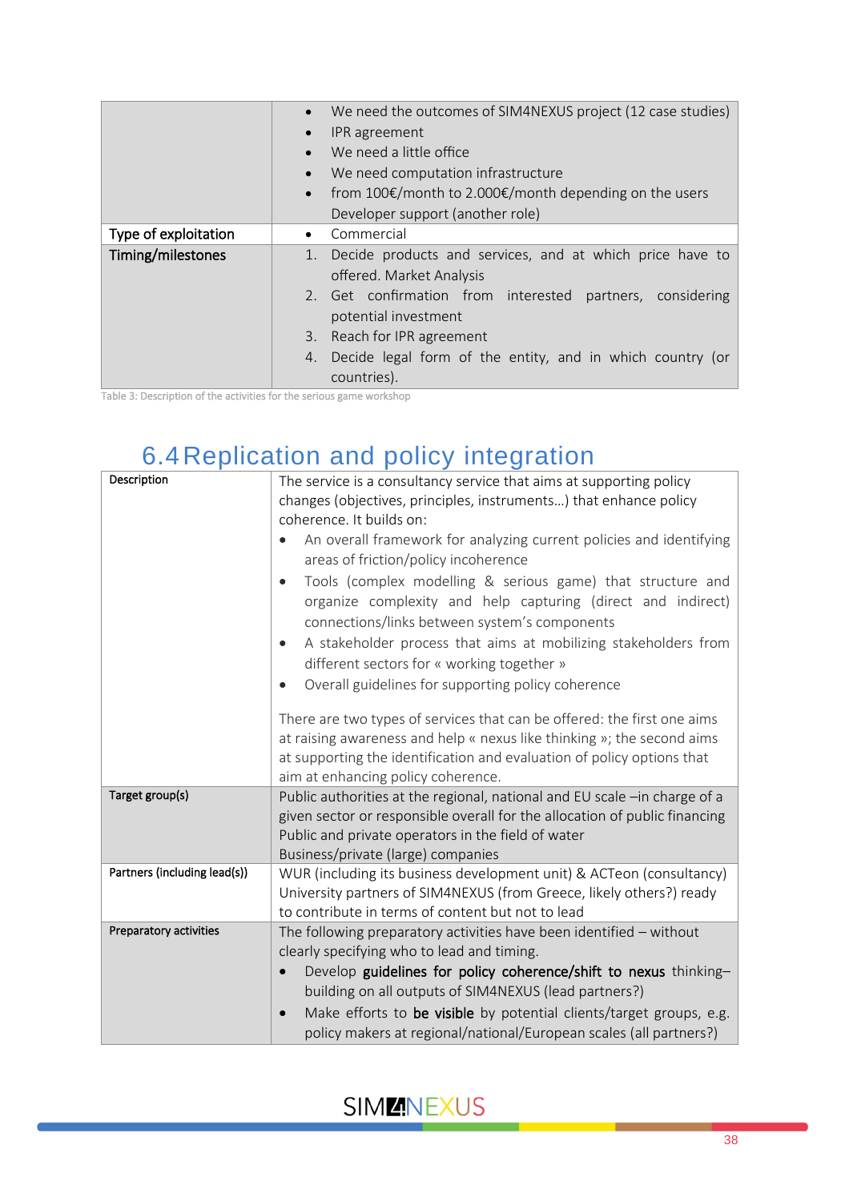| | |
|---|---|
| | • We need the outcomes of SIM4NEXUS project (12 case studies)<br>• IPR agreement<br>• We need a little office<br>• We need computation infrastructure<br>• from 100€/month to 2.000€/month depending on the users Developer support (another role) |
| Type of exploitation | • Commercial |
| Timing/milestones | 1. Decide products and services, and at which price have to offered. Market Analysis<br>2. Get confirmation from interested partners, considering potential investment<br>3. Reach for IPR agreement<br>4. Decide legal form of the entity, and in which country (or countries). |

Table 3: Description of the activities for the serious game workshop

## 6.4 Replication and policy integration

| | |
|---|---|
| **Description** | The service is a consultancy service that aims at supporting policy changes (objectives, principles, instruments…) that enhance policy coherence. It builds on:<br>• An overall framework for analyzing current policies and identifying areas of friction/policy incoherence<br>• Tools (complex modelling & serious game) that structure and organize complexity and help capturing (direct and indirect) connections/links between system's components<br>• A stakeholder process that aims at mobilizing stakeholders from different sectors for « working together »<br>• Overall guidelines for supporting policy coherence<br><br>There are two types of services that can be offered: the first one aims at raising awareness and help « nexus like thinking »; the second aims at supporting the identification and evaluation of policy options that aim at enhancing policy coherence. |
| **Target group(s)** | Public authorities at the regional, national and EU scale –in charge of a given sector or responsible overall for the allocation of public financing<br>Public and private operators in the field of water<br>Business/private (large) companies |
| **Partners (including lead(s))** | WUR (including its business development unit) & ACTeon (consultancy)<br>University partners of SIM4NEXUS (from Greece, likely others?) ready to contribute in terms of content but not to lead |
| **Preparatory activities** | The following preparatory activities have been identified – without clearly specifying who to lead and timing.<br>• Develop **guidelines for policy coherence/shift to nexus** thinking– building on all outputs of SIM4NEXUS (lead partners?)<br>• Make efforts to **be visible** by potential clients/target groups, e.g. policy makers at regional/national/European scales (all partners?) |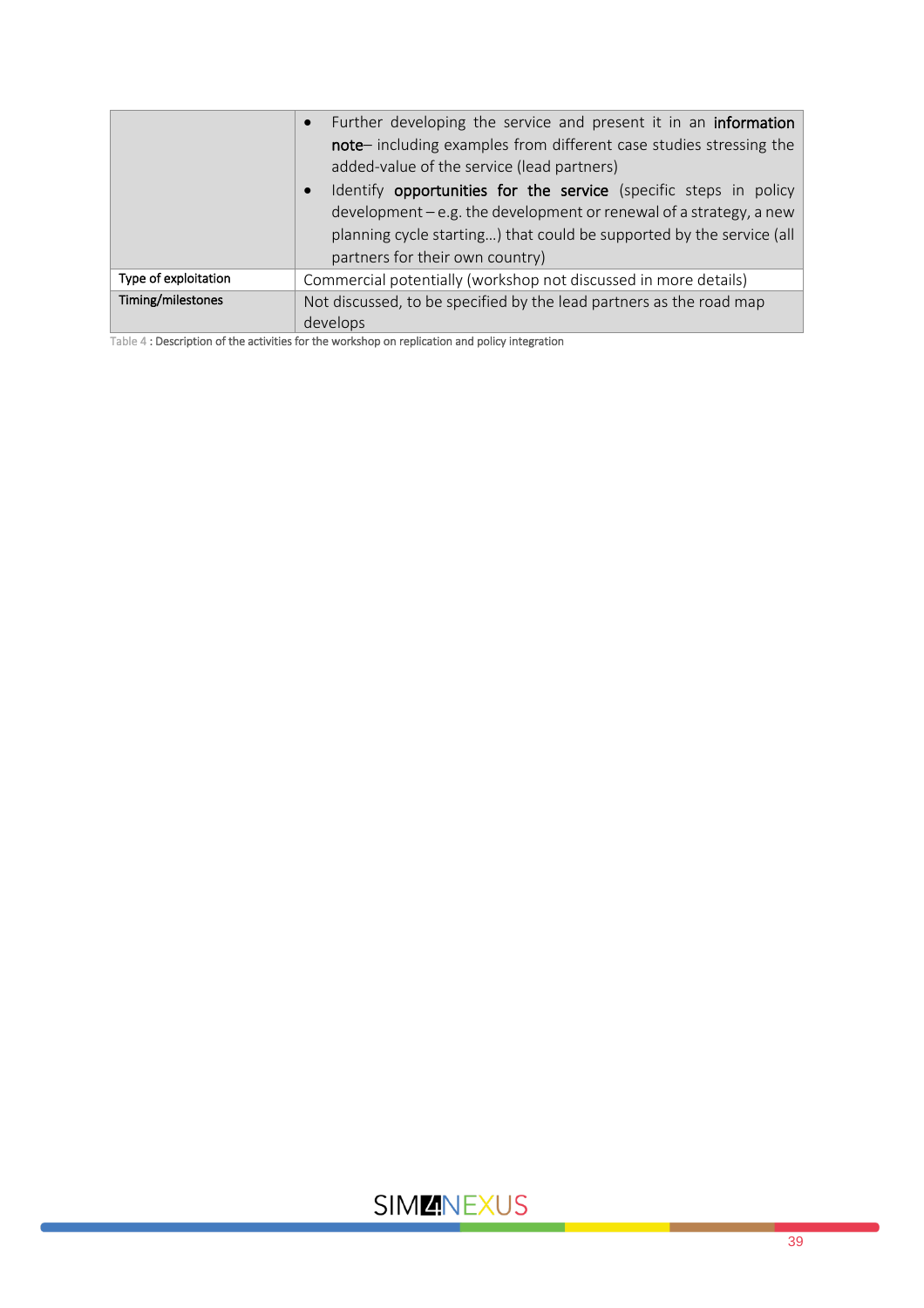| | |
|---|---|
| | • Further developing the service and present it in an **information note**– including examples from different case studies stressing the added-value of the service (lead partners)<br>• Identify **opportunities for the service** (specific steps in policy development – e.g. the development or renewal of a strategy, a new planning cycle starting…) that could be supported by the service (all partners for their own country) |
| Type of exploitation | Commercial potentially (workshop not discussed in more details) |
| Timing/milestones | Not discussed, to be specified by the lead partners as the road map develops |

Table 4 : Description of the activities for the workshop on replication and policy integration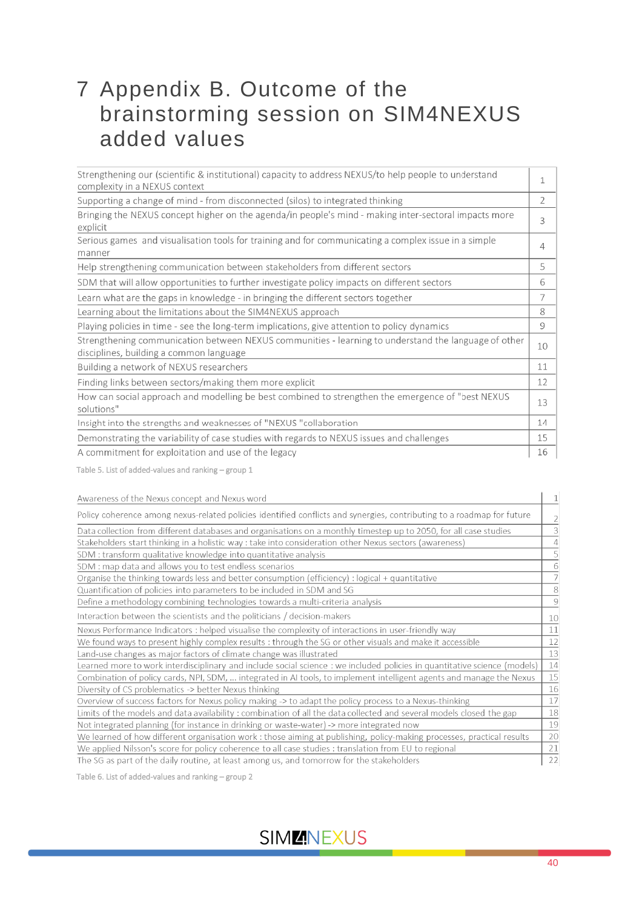# 7 Appendix B. Outcome of the brainstorming session on SIM4NEXUS added values

| | |
|---|---|
| Strengthening our (scientific & institutional) capacity to address NEXUS/to help people to understand complexity in a NEXUS context | 1 |
| Supporting a change of mind - from disconnected (silos) to integrated thinking | 2 |
| Bringing the NEXUS concept higher on the agenda/in people's mind - making inter-sectoral impacts more explicit | 3 |
| Serious games and visualisation tools for training and for communicating a complex issue in a simple manner | 4 |
| Help strengthening communication between stakeholders from different sectors | 5 |
| SDM that will allow opportunities to further investigate policy impacts on different sectors | 6 |
| Learn what are the gaps in knowledge - in bringing the different sectors together | 7 |
| Learning about the limitations about the SIM4NEXUS approach | 8 |
| Playing policies in time - see the long-term implications, give attention to policy dynamics | 9 |
| Strengthening communication between NEXUS communities - learning to understand the language of other disciplines, building a common language | 10 |
| Building a network of NEXUS researchers | 11 |
| Finding links between sectors/making them more explicit | 12 |
| How can social approach and modelling be best combined to strengthen the emergence of "best NEXUS solutions" | 13 |
| Insight into the strengths and weaknesses of "NEXUS "collaboration | 14 |
| Demonstrating the variability of case studies with regards to NEXUS issues and challenges | 15 |
| A commitment for exploitation and use of the legacy | 16 |

Table 5. List of added-values and ranking – group 1

| | |
|---|---|
| Awareness of the Nexus concept and Nexus word | 1 |
| Policy coherence among nexus-related policies identified conflicts and synergies, contributing to a roadmap for future | 2 |
| Data collection from different databases and organisations on a monthly timestep up to 2050, for all case studies | 3 |
| Stakeholders start thinking in a holistic way : take into consideration other Nexus sectors (awareness) | 4 |
| SDM : transform qualitative knowledge into quantitative analysis | 5 |
| SDM : map data and allows you to test endless scenarios | 6 |
| Organise the thinking towards less and better consumption (efficiency) : logical + quantitative | 7 |
| Quantification of policies into parameters to be included in SDM and SG | 8 |
| Define a methodology combining technologies towards a multi-criteria analysis | 9 |
| Interaction between the scientists and the politicians / decision-makers | 10 |
| Nexus Performance Indicators : helped visualise the complexity of interactions in user-friendly way | 11 |
| We found ways to present highly complex results : through the SG or other visuals and make it accessible | 12 |
| Land-use changes as major factors of climate change was illustrated | 13 |
| Learned more to work interdisciplinary and include social science : we included policies in quantitative science (models) | 14 |
| Combination of policy cards, NPI, SDM, ... integrated in AI tools, to implement intelligent agents and manage the Nexus | 15 |
| Diversity of CS problematics -> better Nexus thinking | 16 |
| Overview of success factors for Nexus policy making -> to adapt the policy process to a Nexus-thinking | 17 |
| Limits of the models and data availability : combination of all the data collected and several models closed the gap | 18 |
| Not integrated planning (for instance in drinking or waste-water) -> more integrated now | 19 |
| We learned of how different organisation work : those aiming at publishing, policy-making processes, practical results | 20 |
| We applied Nilsson's score for policy coherence to all case studies : translation from EU to regional | 21 |
| The SG as part of the daily routine, at least among us, and tomorrow for the stakeholders | 22 |

Table 6. List of added-values and ranking – group 2